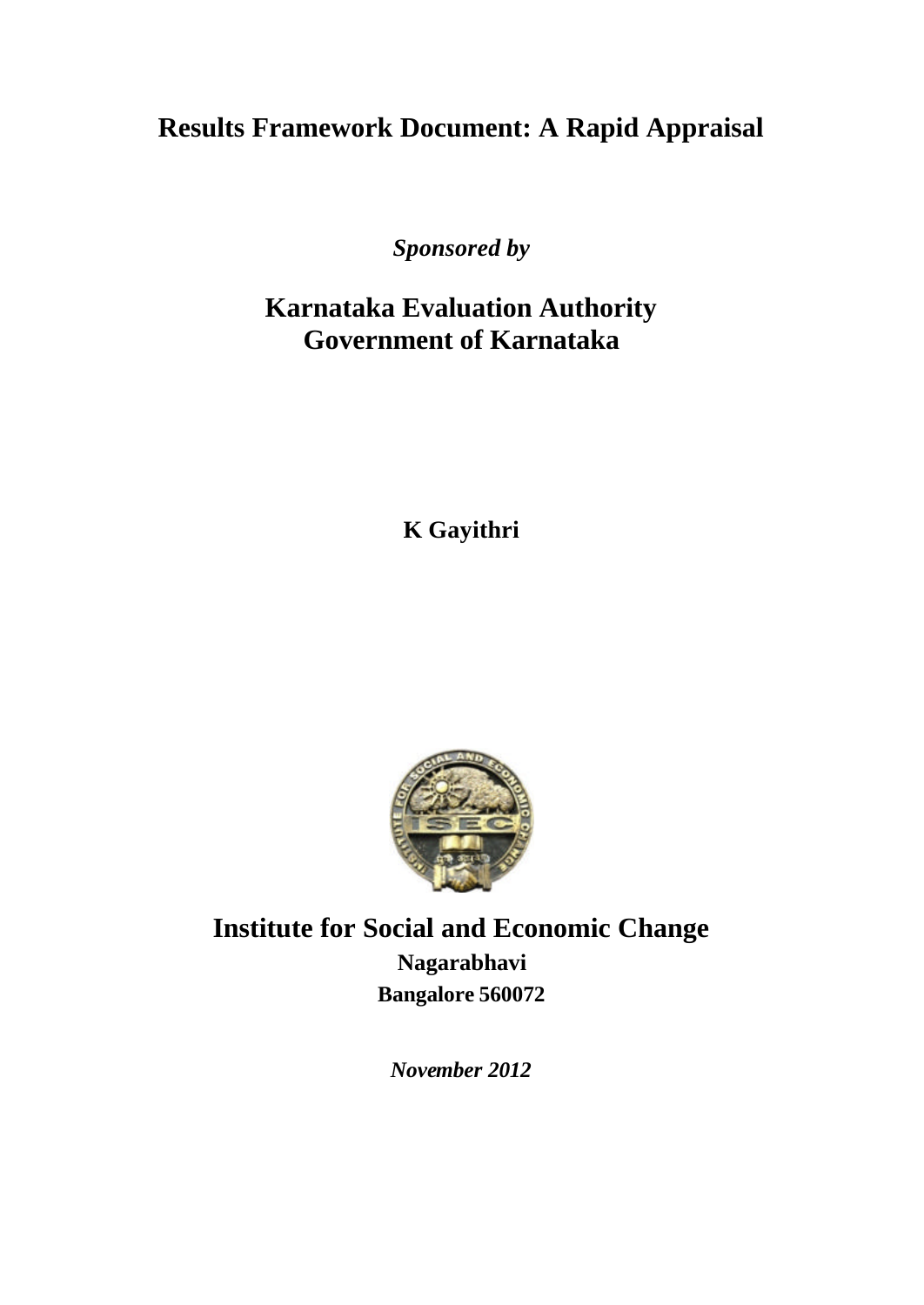# Results Framework Document: A Rapid Appraisal

***Sponsored by***

## Karnataka Evaluation Authority
## Government of Karnataka

**K Gayithri**

## Institute for Social and Economic Change

**Nagarabhavi**

**Bangalore 560072**

***November 2012***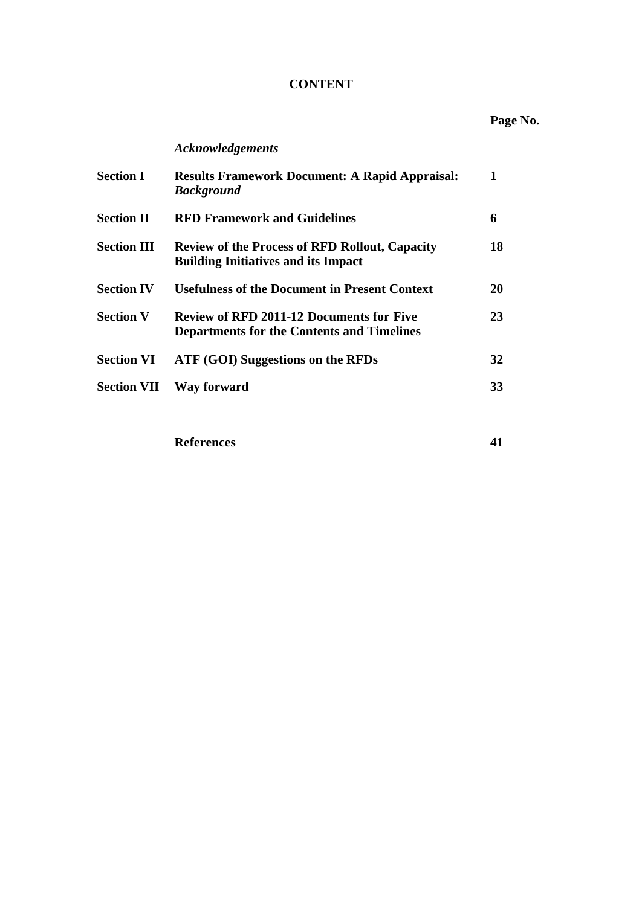# CONTENT

| | | Page No. |
|---|---|---|
| | *Acknowledgements* | |
| **Section I** | **Results Framework Document: A Rapid Appraisal:** ***Background*** | **1** |
| **Section II** | **RFD Framework and Guidelines** | **6** |
| **Section III** | **Review of the Process of RFD Rollout, Capacity Building Initiatives and its Impact** | **18** |
| **Section IV** | **Usefulness of the Document in Present Context** | **20** |
| **Section V** | **Review of RFD 2011-12 Documents for Five Departments for the Contents and Timelines** | **23** |
| **Section VI** | **ATF (GOI) Suggestions on the RFDs** | **32** |
| **Section VII** | **Way forward** | **33** |
| | **References** | **41** |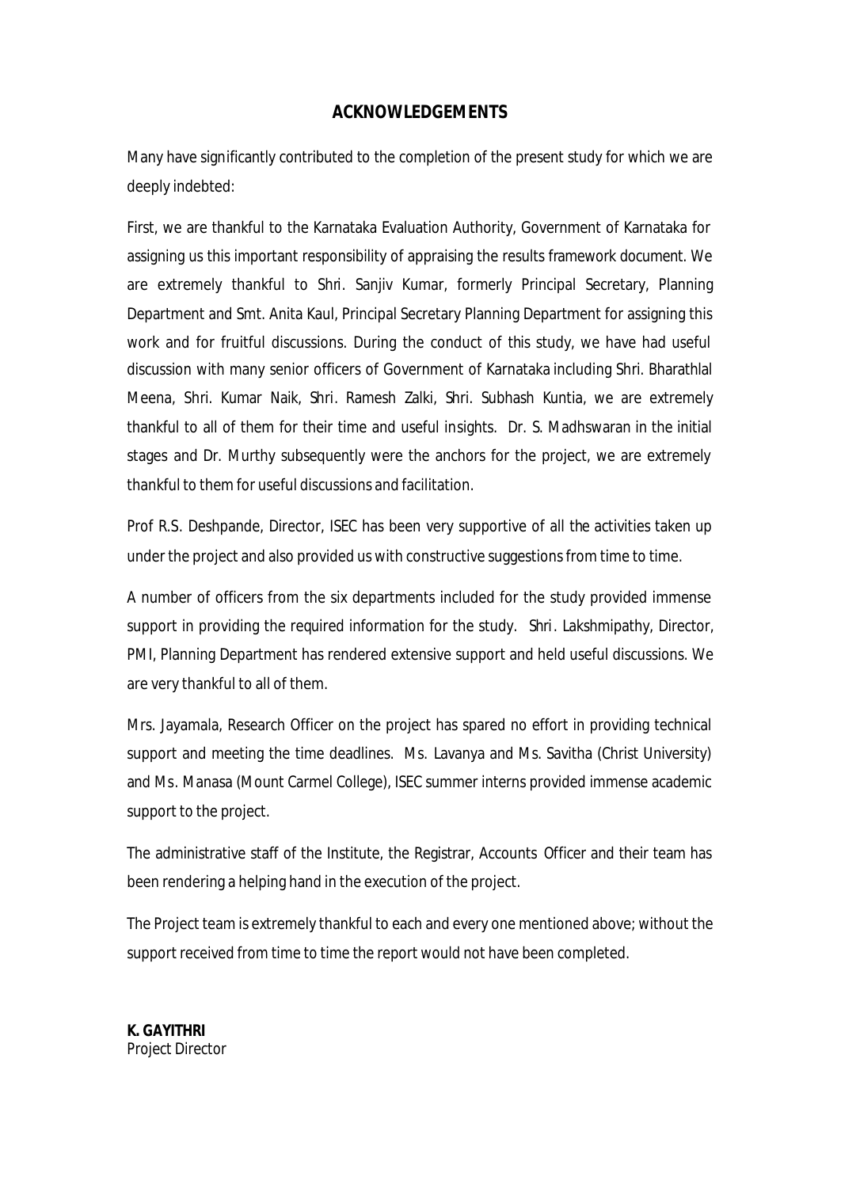# ACKNOWLEDGEMENTS

Many have significantly contributed to the completion of the present study for which we are deeply indebted:

First, we are thankful to the Karnataka Evaluation Authority, Government of Karnataka for assigning us this important responsibility of appraising the results framework document. We are extremely thankful to Shri. Sanjiv Kumar, formerly Principal Secretary, Planning Department and Smt. Anita Kaul, Principal Secretary Planning Department for assigning this work and for fruitful discussions. During the conduct of this study, we have had useful discussion with many senior officers of Government of Karnataka including Shri. Bharathlal Meena, Shri. Kumar Naik, Shri. Ramesh Zalki, Shri. Subhash Kuntia, we are extremely thankful to all of them for their time and useful insights. Dr. S. Madhswaran in the initial stages and Dr. Murthy subsequently were the anchors for the project, we are extremely thankful to them for useful discussions and facilitation.

Prof R.S. Deshpande, Director, ISEC has been very supportive of all the activities taken up under the project and also provided us with constructive suggestions from time to time.

A number of officers from the six departments included for the study provided immense support in providing the required information for the study. Shri. Lakshmipathy, Director, PMI, Planning Department has rendered extensive support and held useful discussions. We are very thankful to all of them.

Mrs. Jayamala, Research Officer on the project has spared no effort in providing technical support and meeting the time deadlines. Ms. Lavanya and Ms. Savitha (Christ University) and Ms. Manasa (Mount Carmel College), ISEC summer interns provided immense academic support to the project.

The administrative staff of the Institute, the Registrar, Accounts Officer and their team has been rendering a helping hand in the execution of the project.

The Project team is extremely thankful to each and every one mentioned above; without the support received from time to time the report would not have been completed.

**K. GAYITHRI**
Project Director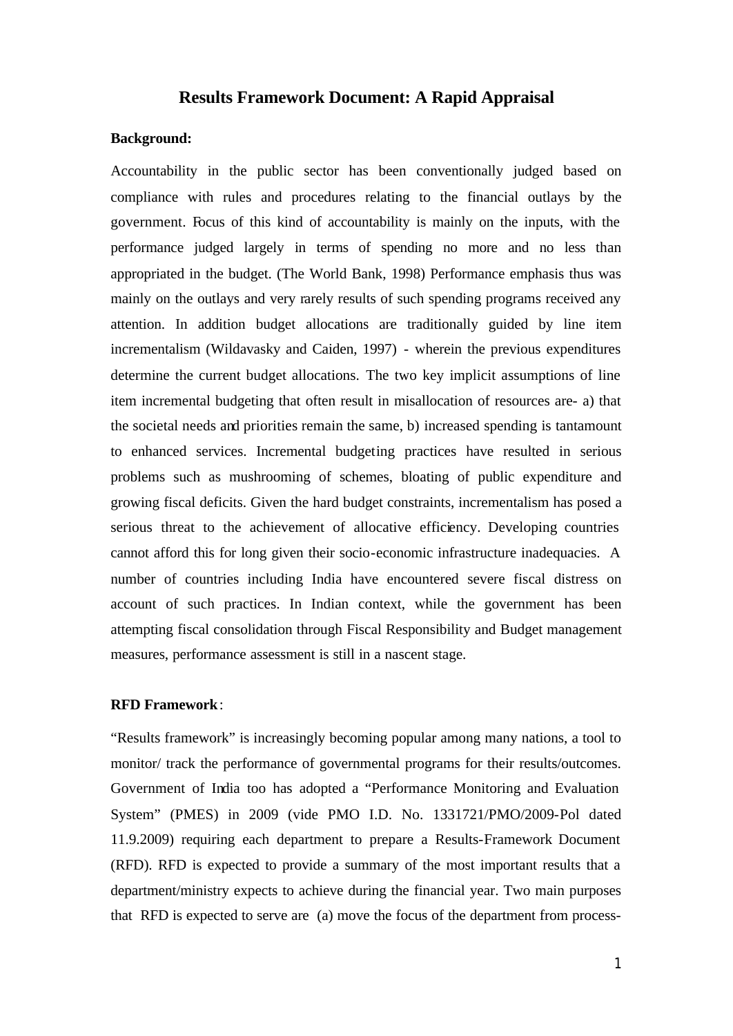# Results Framework Document: A Rapid Appraisal

**Background:**

Accountability in the public sector has been conventionally judged based on compliance with rules and procedures relating to the financial outlays by the government. Focus of this kind of accountability is mainly on the inputs, with the performance judged largely in terms of spending no more and no less than appropriated in the budget. (The World Bank, 1998) Performance emphasis thus was mainly on the outlays and very rarely results of such spending programs received any attention. In addition budget allocations are traditionally guided by line item incrementalism (Wildavasky and Caiden, 1997) - wherein the previous expenditures determine the current budget allocations. The two key implicit assumptions of line item incremental budgeting that often result in misallocation of resources are- a) that the societal needs and priorities remain the same, b) increased spending is tantamount to enhanced services. Incremental budgeting practices have resulted in serious problems such as mushrooming of schemes, bloating of public expenditure and growing fiscal deficits. Given the hard budget constraints, incrementalism has posed a serious threat to the achievement of allocative efficiency. Developing countries cannot afford this for long given their socio-economic infrastructure inadequacies. A number of countries including India have encountered severe fiscal distress on account of such practices. In Indian context, while the government has been attempting fiscal consolidation through Fiscal Responsibility and Budget management measures, performance assessment is still in a nascent stage.

**RFD Framework**:

"Results framework" is increasingly becoming popular among many nations, a tool to monitor/ track the performance of governmental programs for their results/outcomes. Government of India too has adopted a "Performance Monitoring and Evaluation System" (PMES) in 2009 (vide PMO I.D. No. 1331721/PMO/2009-Pol dated 11.9.2009) requiring each department to prepare a Results-Framework Document (RFD). RFD is expected to provide a summary of the most important results that a department/ministry expects to achieve during the financial year. Two main purposes that RFD is expected to serve are (a) move the focus of the department from process-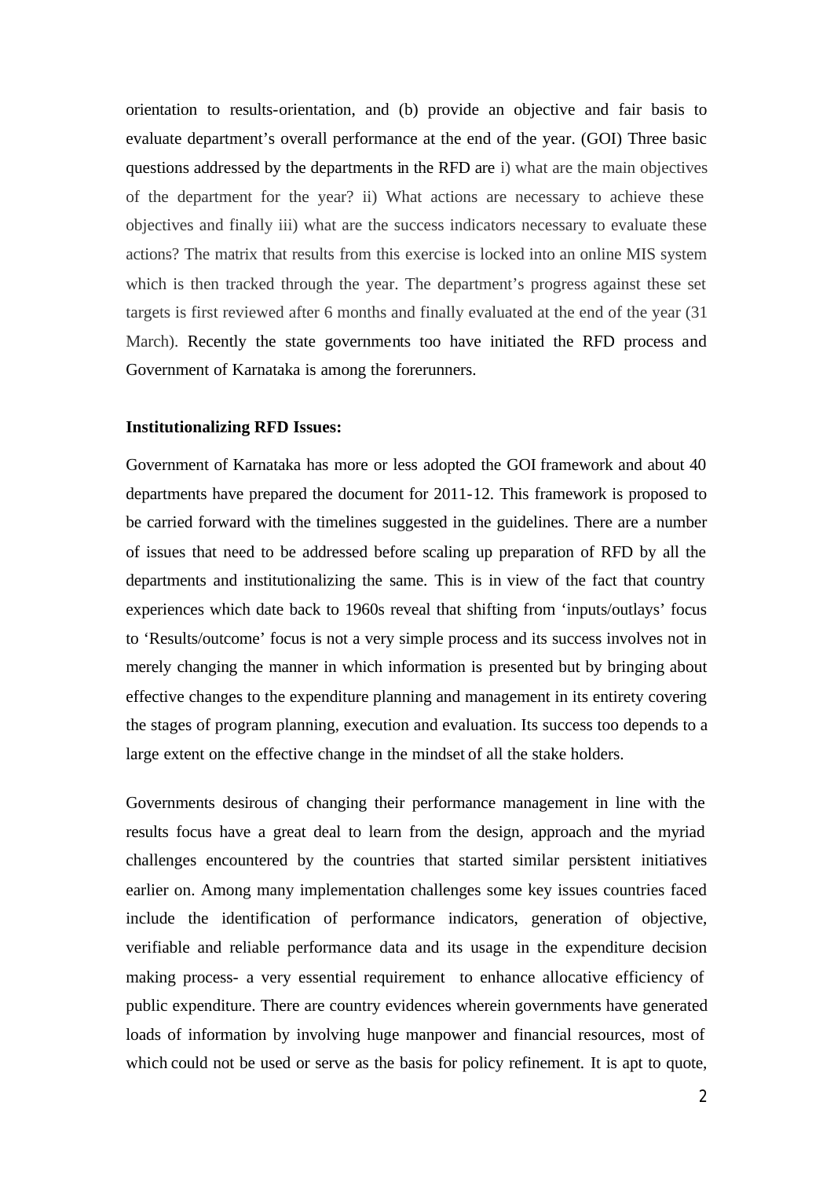orientation to results-orientation, and (b) provide an objective and fair basis to evaluate department's overall performance at the end of the year. (GOI) Three basic questions addressed by the departments in the RFD are i) what are the main objectives of the department for the year? ii) What actions are necessary to achieve these objectives and finally iii) what are the success indicators necessary to evaluate these actions? The matrix that results from this exercise is locked into an online MIS system which is then tracked through the year. The department's progress against these set targets is first reviewed after 6 months and finally evaluated at the end of the year (31 March). Recently the state governments too have initiated the RFD process and Government of Karnataka is among the forerunners.

**Institutionalizing RFD Issues:**

Government of Karnataka has more or less adopted the GOI framework and about 40 departments have prepared the document for 2011-12. This framework is proposed to be carried forward with the timelines suggested in the guidelines. There are a number of issues that need to be addressed before scaling up preparation of RFD by all the departments and institutionalizing the same. This is in view of the fact that country experiences which date back to 1960s reveal that shifting from 'inputs/outlays' focus to 'Results/outcome' focus is not a very simple process and its success involves not in merely changing the manner in which information is presented but by bringing about effective changes to the expenditure planning and management in its entirety covering the stages of program planning, execution and evaluation. Its success too depends to a large extent on the effective change in the mindset of all the stake holders.

Governments desirous of changing their performance management in line with the results focus have a great deal to learn from the design, approach and the myriad challenges encountered by the countries that started similar persistent initiatives earlier on. Among many implementation challenges some key issues countries faced include the identification of performance indicators, generation of objective, verifiable and reliable performance data and its usage in the expenditure decision making process- a very essential requirement to enhance allocative efficiency of public expenditure. There are country evidences wherein governments have generated loads of information by involving huge manpower and financial resources, most of which could not be used or serve as the basis for policy refinement. It is apt to quote,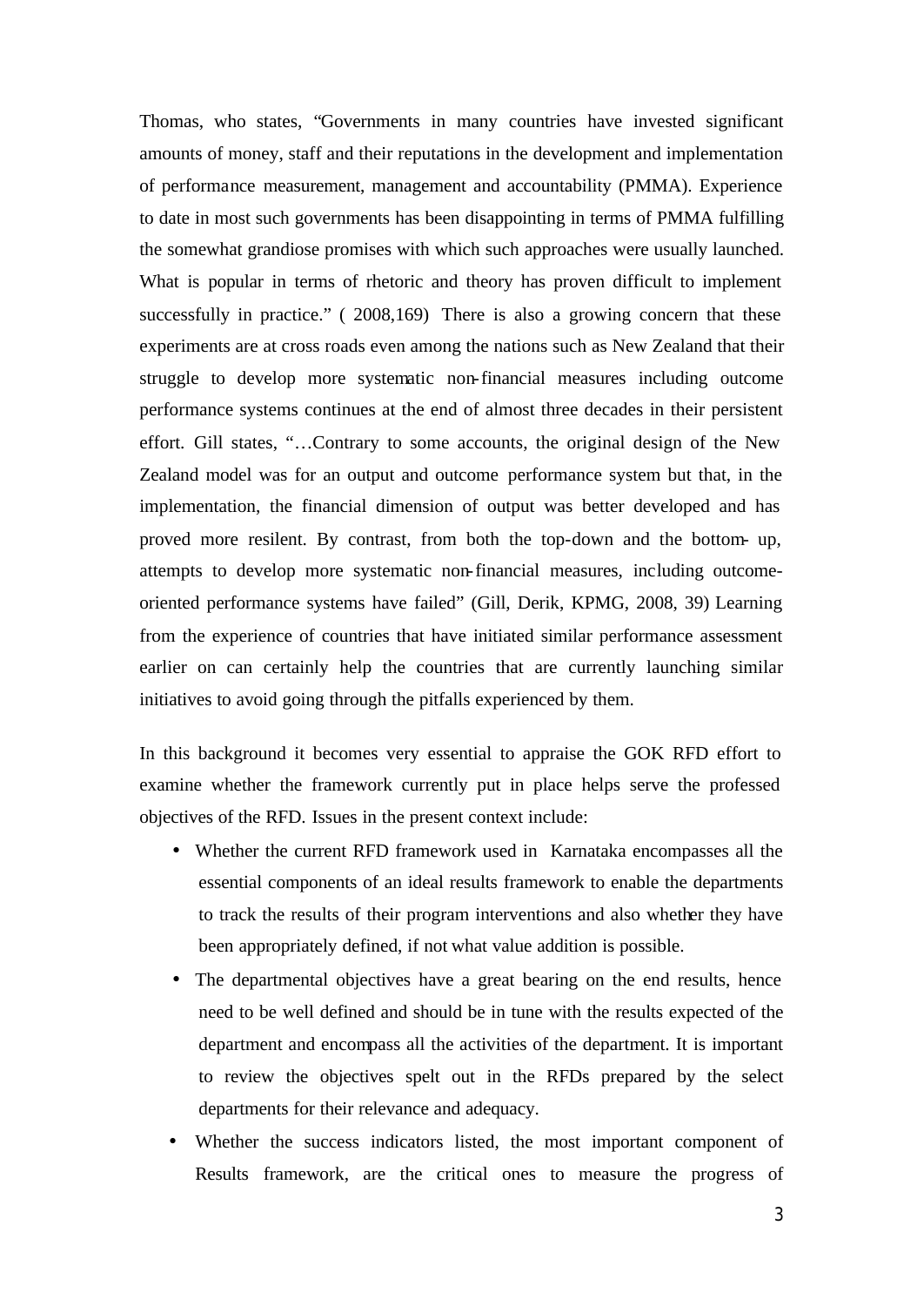Thomas, who states, "Governments in many countries have invested significant amounts of money, staff and their reputations in the development and implementation of performance measurement, management and accountability (PMMA). Experience to date in most such governments has been disappointing in terms of PMMA fulfilling the somewhat grandiose promises with which such approaches were usually launched. What is popular in terms of rhetoric and theory has proven difficult to implement successfully in practice." ( 2008,169) There is also a growing concern that these experiments are at cross roads even among the nations such as New Zealand that their struggle to develop more systematic non-financial measures including outcome performance systems continues at the end of almost three decades in their persistent effort. Gill states, "…Contrary to some accounts, the original design of the New Zealand model was for an output and outcome performance system but that, in the implementation, the financial dimension of output was better developed and has proved more resilent. By contrast, from both the top-down and the bottom- up, attempts to develop more systematic non-financial measures, including outcome-oriented performance systems have failed" (Gill, Derik, KPMG, 2008, 39) Learning from the experience of countries that have initiated similar performance assessment earlier on can certainly help the countries that are currently launching similar initiatives to avoid going through the pitfalls experienced by them.

In this background it becomes very essential to appraise the GOK RFD effort to examine whether the framework currently put in place helps serve the professed objectives of the RFD. Issues in the present context include:

- Whether the current RFD framework used in Karnataka encompasses all the essential components of an ideal results framework to enable the departments to track the results of their program interventions and also whether they have been appropriately defined, if not what value addition is possible.
- The departmental objectives have a great bearing on the end results, hence need to be well defined and should be in tune with the results expected of the department and encompass all the activities of the department. It is important to review the objectives spelt out in the RFDs prepared by the select departments for their relevance and adequacy.
- Whether the success indicators listed, the most important component of Results framework, are the critical ones to measure the progress of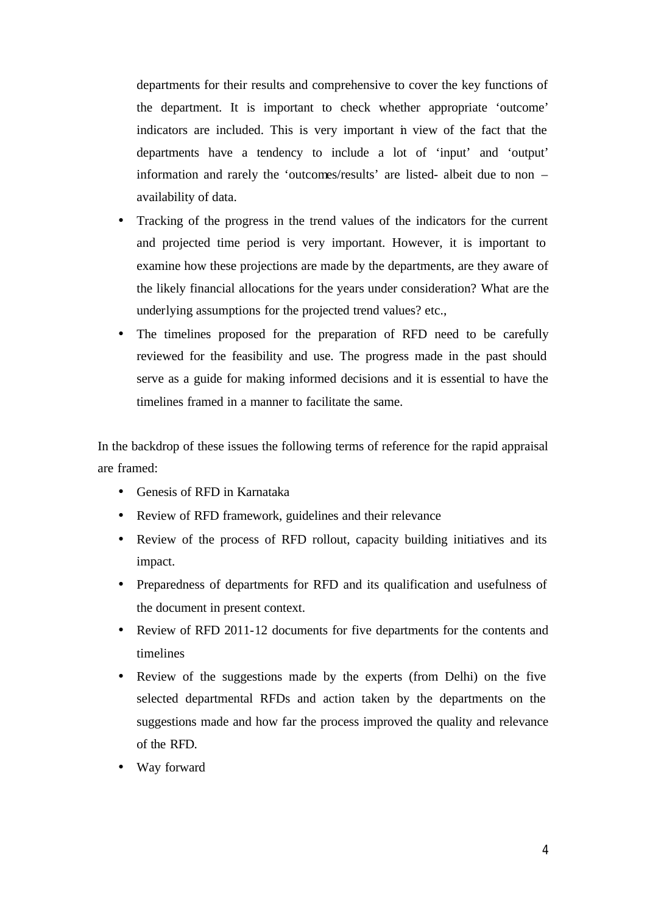departments for their results and comprehensive to cover the key functions of the department. It is important to check whether appropriate 'outcome' indicators are included. This is very important in view of the fact that the departments have a tendency to include a lot of 'input' and 'output' information and rarely the 'outcomes/results' are listed- albeit due to non – availability of data.

- Tracking of the progress in the trend values of the indicators for the current and projected time period is very important. However, it is important to examine how these projections are made by the departments, are they aware of the likely financial allocations for the years under consideration? What are the underlying assumptions for the projected trend values? etc.,
- The timelines proposed for the preparation of RFD need to be carefully reviewed for the feasibility and use. The progress made in the past should serve as a guide for making informed decisions and it is essential to have the timelines framed in a manner to facilitate the same.

In the backdrop of these issues the following terms of reference for the rapid appraisal are framed:

- Genesis of RFD in Karnataka
- Review of RFD framework, guidelines and their relevance
- Review of the process of RFD rollout, capacity building initiatives and its impact.
- Preparedness of departments for RFD and its qualification and usefulness of the document in present context.
- Review of RFD 2011-12 documents for five departments for the contents and timelines
- Review of the suggestions made by the experts (from Delhi) on the five selected departmental RFDs and action taken by the departments on the suggestions made and how far the process improved the quality and relevance of the RFD.
- Way forward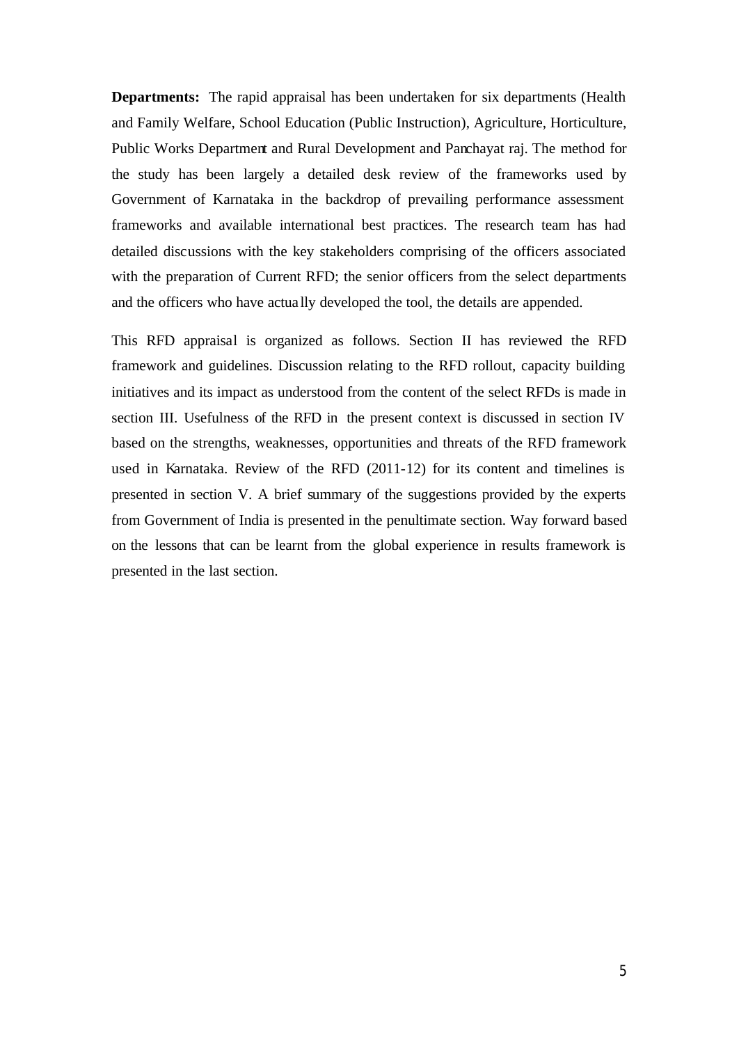**Departments:** The rapid appraisal has been undertaken for six departments (Health and Family Welfare, School Education (Public Instruction), Agriculture, Horticulture, Public Works Department and Rural Development and Panchayat raj. The method for the study has been largely a detailed desk review of the frameworks used by Government of Karnataka in the backdrop of prevailing performance assessment frameworks and available international best practices. The research team has had detailed discussions with the key stakeholders comprising of the officers associated with the preparation of Current RFD; the senior officers from the select departments and the officers who have actually developed the tool, the details are appended.

This RFD appraisal is organized as follows. Section II has reviewed the RFD framework and guidelines. Discussion relating to the RFD rollout, capacity building initiatives and its impact as understood from the content of the select RFDs is made in section III. Usefulness of the RFD in the present context is discussed in section IV based on the strengths, weaknesses, opportunities and threats of the RFD framework used in Karnataka. Review of the RFD (2011-12) for its content and timelines is presented in section V. A brief summary of the suggestions provided by the experts from Government of India is presented in the penultimate section. Way forward based on the lessons that can be learnt from the global experience in results framework is presented in the last section.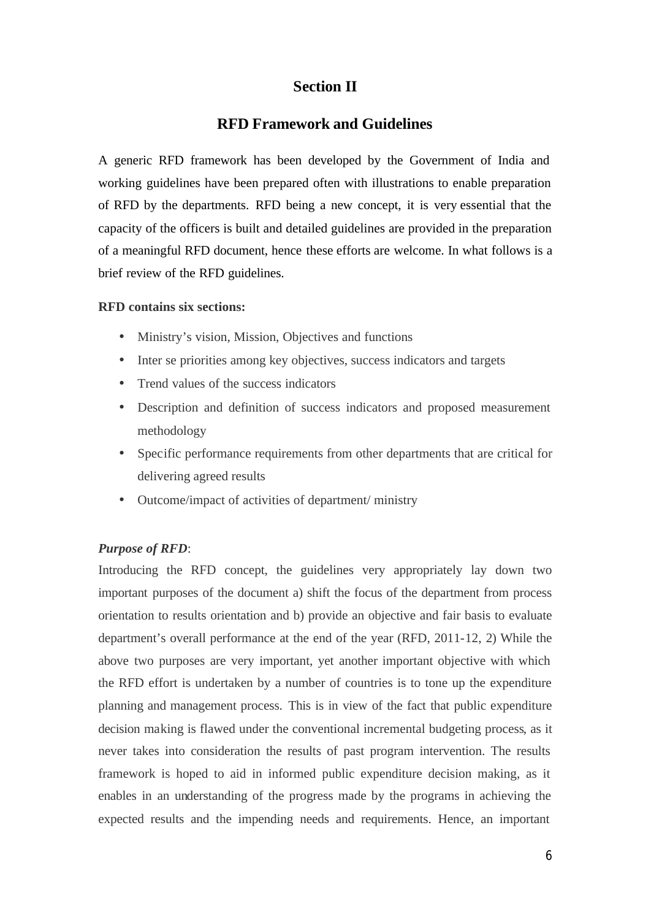# Section II

## RFD Framework and Guidelines

A generic RFD framework has been developed by the Government of India and working guidelines have been prepared often with illustrations to enable preparation of RFD by the departments. RFD being a new concept, it is very essential that the capacity of the officers is built and detailed guidelines are provided in the preparation of a meaningful RFD document, hence these efforts are welcome. In what follows is a brief review of the RFD guidelines.

**RFD contains six sections:**

- Ministry's vision, Mission, Objectives and functions
- Inter se priorities among key objectives, success indicators and targets
- Trend values of the success indicators
- Description and definition of success indicators and proposed measurement methodology
- Specific performance requirements from other departments that are critical for delivering agreed results
- Outcome/impact of activities of department/ ministry

***Purpose of RFD***:

Introducing the RFD concept, the guidelines very appropriately lay down two important purposes of the document a) shift the focus of the department from process orientation to results orientation and b) provide an objective and fair basis to evaluate department's overall performance at the end of the year (RFD, 2011-12, 2) While the above two purposes are very important, yet another important objective with which the RFD effort is undertaken by a number of countries is to tone up the expenditure planning and management process. This is in view of the fact that public expenditure decision making is flawed under the conventional incremental budgeting process, as it never takes into consideration the results of past program intervention. The results framework is hoped to aid in informed public expenditure decision making, as it enables in an understanding of the progress made by the programs in achieving the expected results and the impending needs and requirements. Hence, an important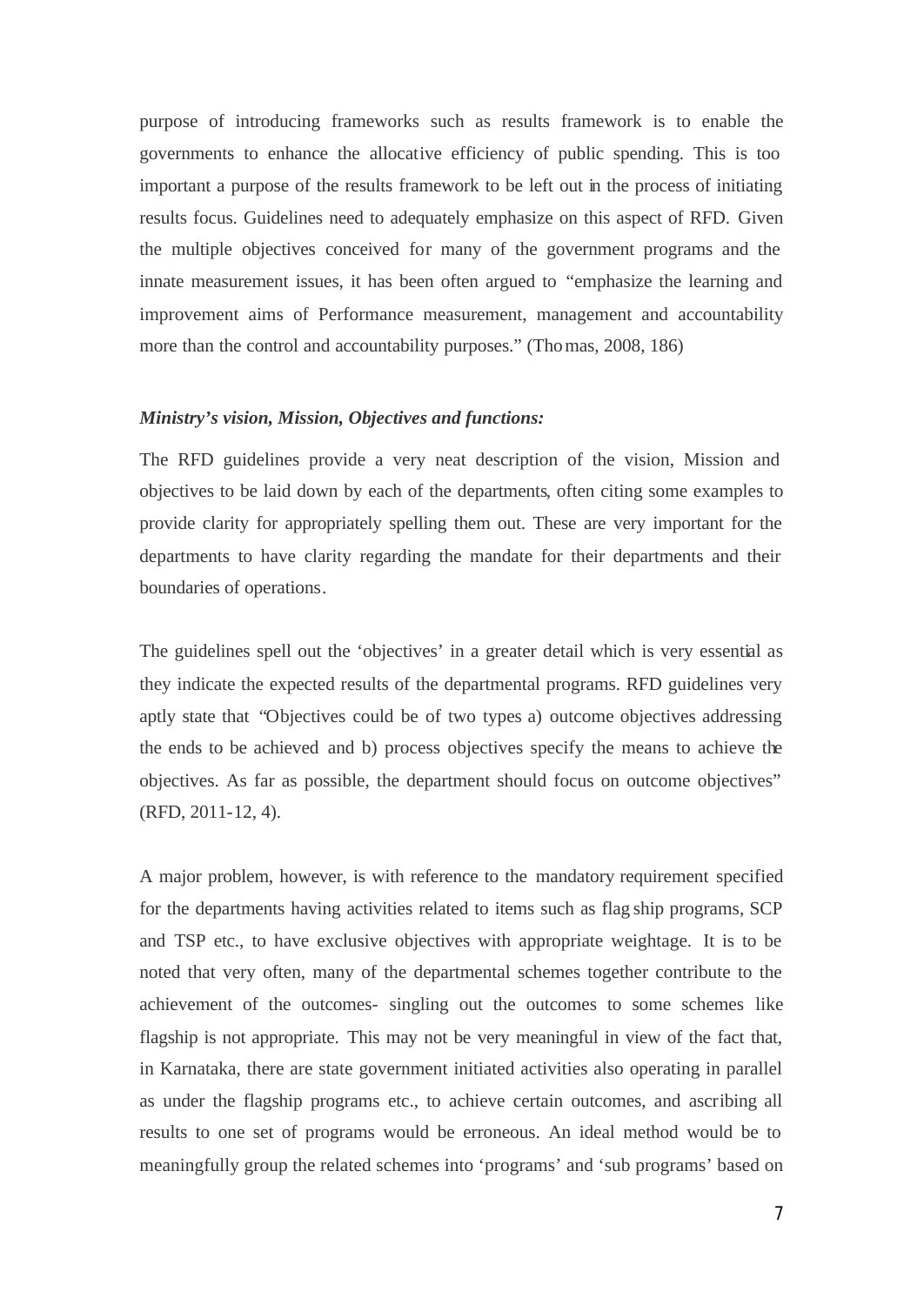purpose of introducing frameworks such as results framework is to enable the governments to enhance the allocative efficiency of public spending. This is too important a purpose of the results framework to be left out in the process of initiating results focus. Guidelines need to adequately emphasize on this aspect of RFD. Given the multiple objectives conceived for many of the government programs and the innate measurement issues, it has been often argued to "emphasize the learning and improvement aims of Performance measurement, management and accountability more than the control and accountability purposes." (Thomas, 2008, 186)

***Ministry's vision, Mission, Objectives and functions:***

The RFD guidelines provide a very neat description of the vision, Mission and objectives to be laid down by each of the departments, often citing some examples to provide clarity for appropriately spelling them out. These are very important for the departments to have clarity regarding the mandate for their departments and their boundaries of operations.

The guidelines spell out the 'objectives' in a greater detail which is very essential as they indicate the expected results of the departmental programs. RFD guidelines very aptly state that "Objectives could be of two types a) outcome objectives addressing the ends to be achieved and b) process objectives specify the means to achieve the objectives. As far as possible, the department should focus on outcome objectives" (RFD, 2011-12, 4).

A major problem, however, is with reference to the mandatory requirement specified for the departments having activities related to items such as flag ship programs, SCP and TSP etc., to have exclusive objectives with appropriate weightage. It is to be noted that very often, many of the departmental schemes together contribute to the achievement of the outcomes- singling out the outcomes to some schemes like flagship is not appropriate. This may not be very meaningful in view of the fact that, in Karnataka, there are state government initiated activities also operating in parallel as under the flagship programs etc., to achieve certain outcomes, and ascribing all results to one set of programs would be erroneous. An ideal method would be to meaningfully group the related schemes into 'programs' and 'sub programs' based on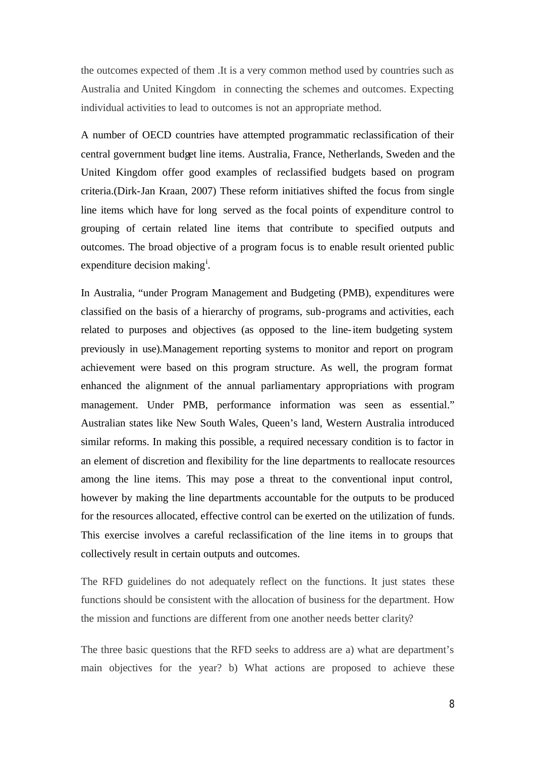the outcomes expected of them .It is a very common method used by countries such as Australia and United Kingdom in connecting the schemes and outcomes. Expecting individual activities to lead to outcomes is not an appropriate method.

A number of OECD countries have attempted programmatic reclassification of their central government budget line items. Australia, France, Netherlands, Sweden and the United Kingdom offer good examples of reclassified budgets based on program criteria.(Dirk-Jan Kraan, 2007) These reform initiatives shifted the focus from single line items which have for long served as the focal points of expenditure control to grouping of certain related line items that contribute to specified outputs and outcomes. The broad objective of a program focus is to enable result oriented public expenditure decision making[i].

In Australia, "under Program Management and Budgeting (PMB), expenditures were classified on the basis of a hierarchy of programs, sub-programs and activities, each related to purposes and objectives (as opposed to the line-item budgeting system previously in use).Management reporting systems to monitor and report on program achievement were based on this program structure. As well, the program format enhanced the alignment of the annual parliamentary appropriations with program management. Under PMB, performance information was seen as essential." Australian states like New South Wales, Queen's land, Western Australia introduced similar reforms. In making this possible, a required necessary condition is to factor in an element of discretion and flexibility for the line departments to reallocate resources among the line items. This may pose a threat to the conventional input control, however by making the line departments accountable for the outputs to be produced for the resources allocated, effective control can be exerted on the utilization of funds. This exercise involves a careful reclassification of the line items in to groups that collectively result in certain outputs and outcomes.

The RFD guidelines do not adequately reflect on the functions. It just states these functions should be consistent with the allocation of business for the department. How the mission and functions are different from one another needs better clarity?

The three basic questions that the RFD seeks to address are a) what are department's main objectives for the year? b) What actions are proposed to achieve these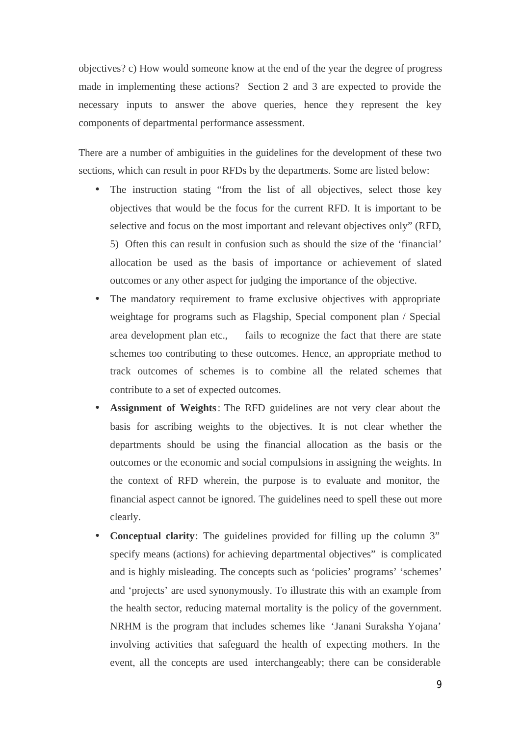objectives? c) How would someone know at the end of the year the degree of progress made in implementing these actions? Section 2 and 3 are expected to provide the necessary inputs to answer the above queries, hence they represent the key components of departmental performance assessment.

There are a number of ambiguities in the guidelines for the development of these two sections, which can result in poor RFDs by the departments. Some are listed below:

- The instruction stating "from the list of all objectives, select those key objectives that would be the focus for the current RFD. It is important to be selective and focus on the most important and relevant objectives only" (RFD, 5) Often this can result in confusion such as should the size of the 'financial' allocation be used as the basis of importance or achievement of slated outcomes or any other aspect for judging the importance of the objective.
- The mandatory requirement to frame exclusive objectives with appropriate weightage for programs such as Flagship, Special component plan / Special area development plan etc., fails to recognize the fact that there are state schemes too contributing to these outcomes. Hence, an appropriate method to track outcomes of schemes is to combine all the related schemes that contribute to a set of expected outcomes.
- **Assignment of Weights**: The RFD guidelines are not very clear about the basis for ascribing weights to the objectives. It is not clear whether the departments should be using the financial allocation as the basis or the outcomes or the economic and social compulsions in assigning the weights. In the context of RFD wherein, the purpose is to evaluate and monitor, the financial aspect cannot be ignored. The guidelines need to spell these out more clearly.
- **Conceptual clarity**: The guidelines provided for filling up the column 3" specify means (actions) for achieving departmental objectives" is complicated and is highly misleading. The concepts such as 'policies' programs' 'schemes' and 'projects' are used synonymously. To illustrate this with an example from the health sector, reducing maternal mortality is the policy of the government. NRHM is the program that includes schemes like 'Janani Suraksha Yojana' involving activities that safeguard the health of expecting mothers. In the event, all the concepts are used interchangeably; there can be considerable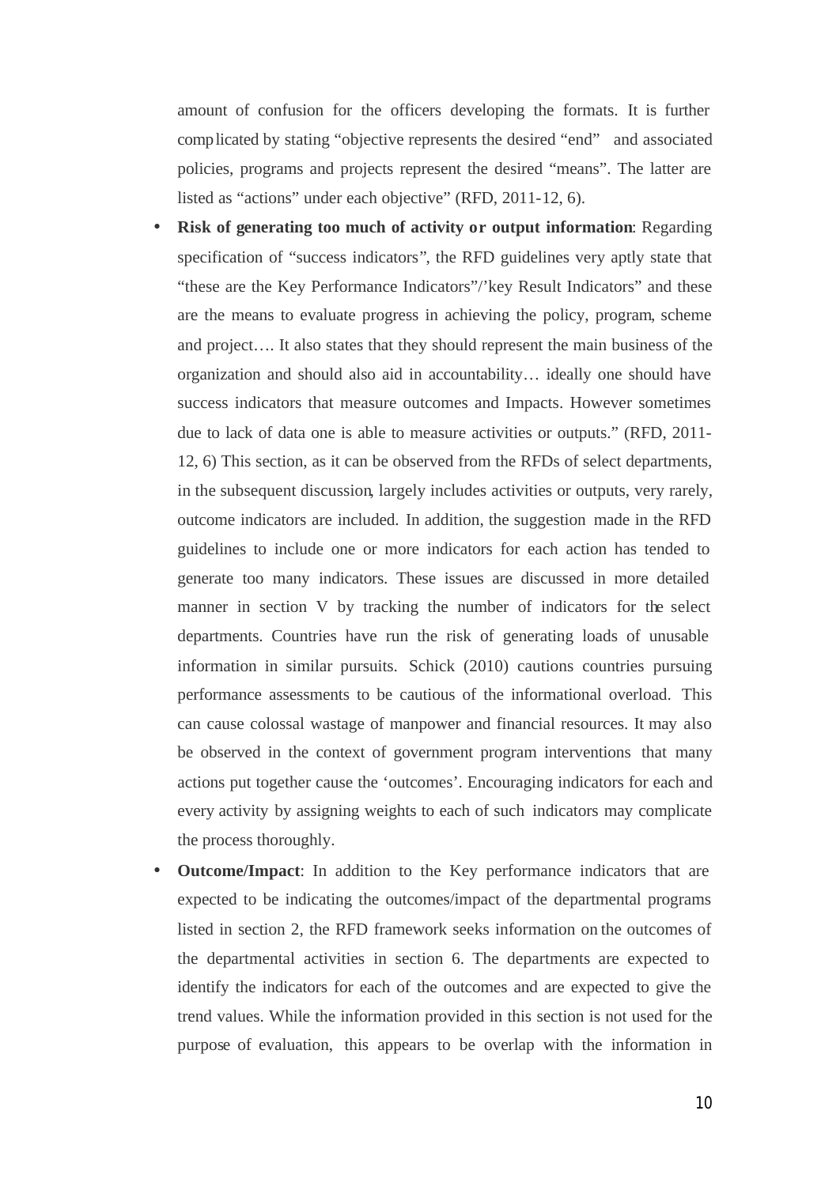amount of confusion for the officers developing the formats. It is further complicated by stating "objective represents the desired "end" and associated policies, programs and projects represent the desired "means". The latter are listed as "actions" under each objective" (RFD, 2011-12, 6).

- **Risk of generating too much of activity or output information**: Regarding specification of "success indicators", the RFD guidelines very aptly state that "these are the Key Performance Indicators"/'key Result Indicators" and these are the means to evaluate progress in achieving the policy, program, scheme and project…. It also states that they should represent the main business of the organization and should also aid in accountability… ideally one should have success indicators that measure outcomes and Impacts. However sometimes due to lack of data one is able to measure activities or outputs." (RFD, 2011-12, 6) This section, as it can be observed from the RFDs of select departments, in the subsequent discussion, largely includes activities or outputs, very rarely, outcome indicators are included. In addition, the suggestion made in the RFD guidelines to include one or more indicators for each action has tended to generate too many indicators. These issues are discussed in more detailed manner in section V by tracking the number of indicators for the select departments. Countries have run the risk of generating loads of unusable information in similar pursuits. Schick (2010) cautions countries pursuing performance assessments to be cautious of the informational overload. This can cause colossal wastage of manpower and financial resources. It may also be observed in the context of government program interventions that many actions put together cause the 'outcomes'. Encouraging indicators for each and every activity by assigning weights to each of such indicators may complicate the process thoroughly.
- **Outcome/Impact**: In addition to the Key performance indicators that are expected to be indicating the outcomes/impact of the departmental programs listed in section 2, the RFD framework seeks information on the outcomes of the departmental activities in section 6. The departments are expected to identify the indicators for each of the outcomes and are expected to give the trend values. While the information provided in this section is not used for the purpose of evaluation, this appears to be overlap with the information in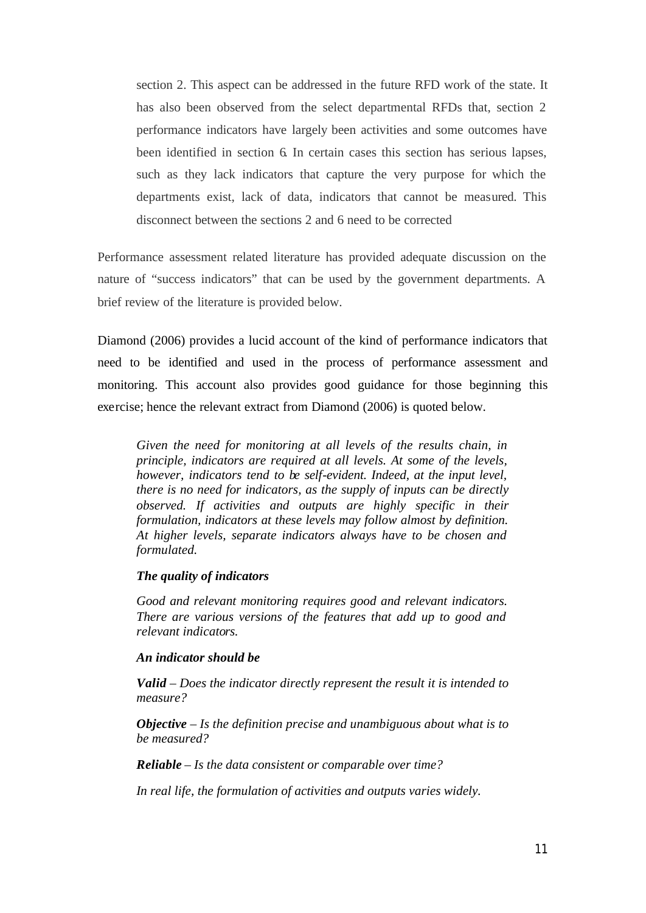section 2. This aspect can be addressed in the future RFD work of the state. It has also been observed from the select departmental RFDs that, section 2 performance indicators have largely been activities and some outcomes have been identified in section 6. In certain cases this section has serious lapses, such as they lack indicators that capture the very purpose for which the departments exist, lack of data, indicators that cannot be measured. This disconnect between the sections 2 and 6 need to be corrected

Performance assessment related literature has provided adequate discussion on the nature of "success indicators" that can be used by the government departments. A brief review of the literature is provided below.

Diamond (2006) provides a lucid account of the kind of performance indicators that need to be identified and used in the process of performance assessment and monitoring. This account also provides good guidance for those beginning this exercise; hence the relevant extract from Diamond (2006) is quoted below.

> *Given the need for monitoring at all levels of the results chain, in principle, indicators are required at all levels. At some of the levels, however, indicators tend to be self-evident. Indeed, at the input level, there is no need for indicators, as the supply of inputs can be directly observed. If activities and outputs are highly specific in their formulation, indicators at these levels may follow almost by definition. At higher levels, separate indicators always have to be chosen and formulated.*
>
> ***The quality of indicators***
>
> *Good and relevant monitoring requires good and relevant indicators. There are various versions of the features that add up to good and relevant indicators.*
>
> ***An indicator should be***
>
> ***Valid** – Does the indicator directly represent the result it is intended to measure?*
>
> ***Objective** – Is the definition precise and unambiguous about what is to be measured?*
>
> ***Reliable** – Is the data consistent or comparable over time?*
>
> *In real life, the formulation of activities and outputs varies widely.*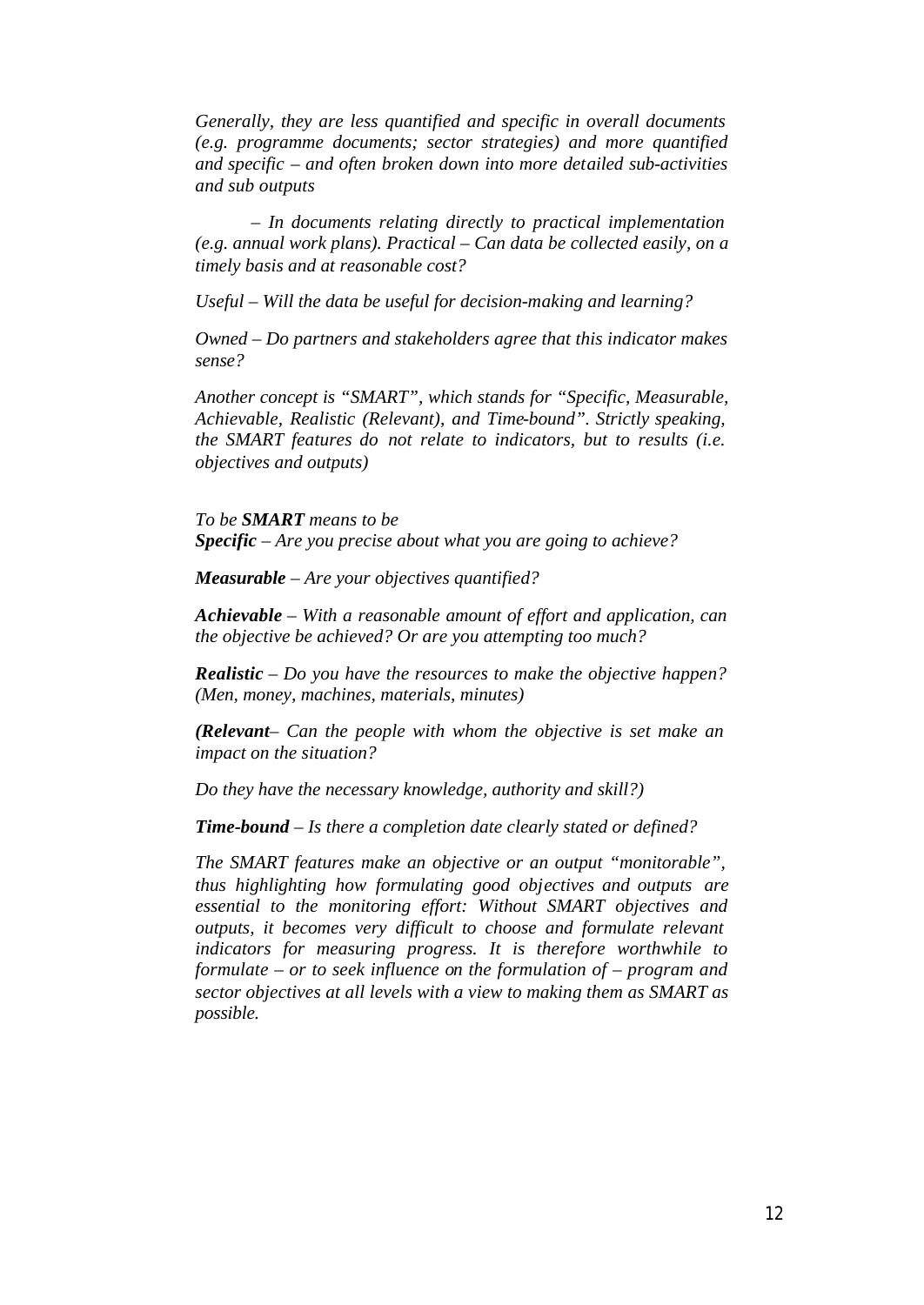*Generally, they are less quantified and specific in overall documents (e.g. programme documents; sector strategies) and more quantified and specific – and often broken down into more detailed sub-activities and sub outputs*

*– In documents relating directly to practical implementation (e.g. annual work plans). Practical – Can data be collected easily, on a timely basis and at reasonable cost?*

*Useful – Will the data be useful for decision-making and learning?*

*Owned – Do partners and stakeholders agree that this indicator makes sense?*

*Another concept is "SMART", which stands for "Specific, Measurable, Achievable, Realistic (Relevant), and Time-bound". Strictly speaking, the SMART features do not relate to indicators, but to results (i.e. objectives and outputs)*

*To be* ***SMART*** *means to be*
***Specific*** *– Are you precise about what you are going to achieve?*

***Measurable*** *– Are your objectives quantified?*

***Achievable*** *– With a reasonable amount of effort and application, can the objective be achieved? Or are you attempting too much?*

***Realistic*** *– Do you have the resources to make the objective happen? (Men, money, machines, materials, minutes)*

***(Relevant***– *Can the people with whom the objective is set make an impact on the situation?*

*Do they have the necessary knowledge, authority and skill?)*

***Time-bound*** *– Is there a completion date clearly stated or defined?*

*The SMART features make an objective or an output "monitorable", thus highlighting how formulating good objectives and outputs are essential to the monitoring effort: Without SMART objectives and outputs, it becomes very difficult to choose and formulate relevant indicators for measuring progress. It is therefore worthwhile to formulate – or to seek influence on the formulation of – program and sector objectives at all levels with a view to making them as SMART as possible.*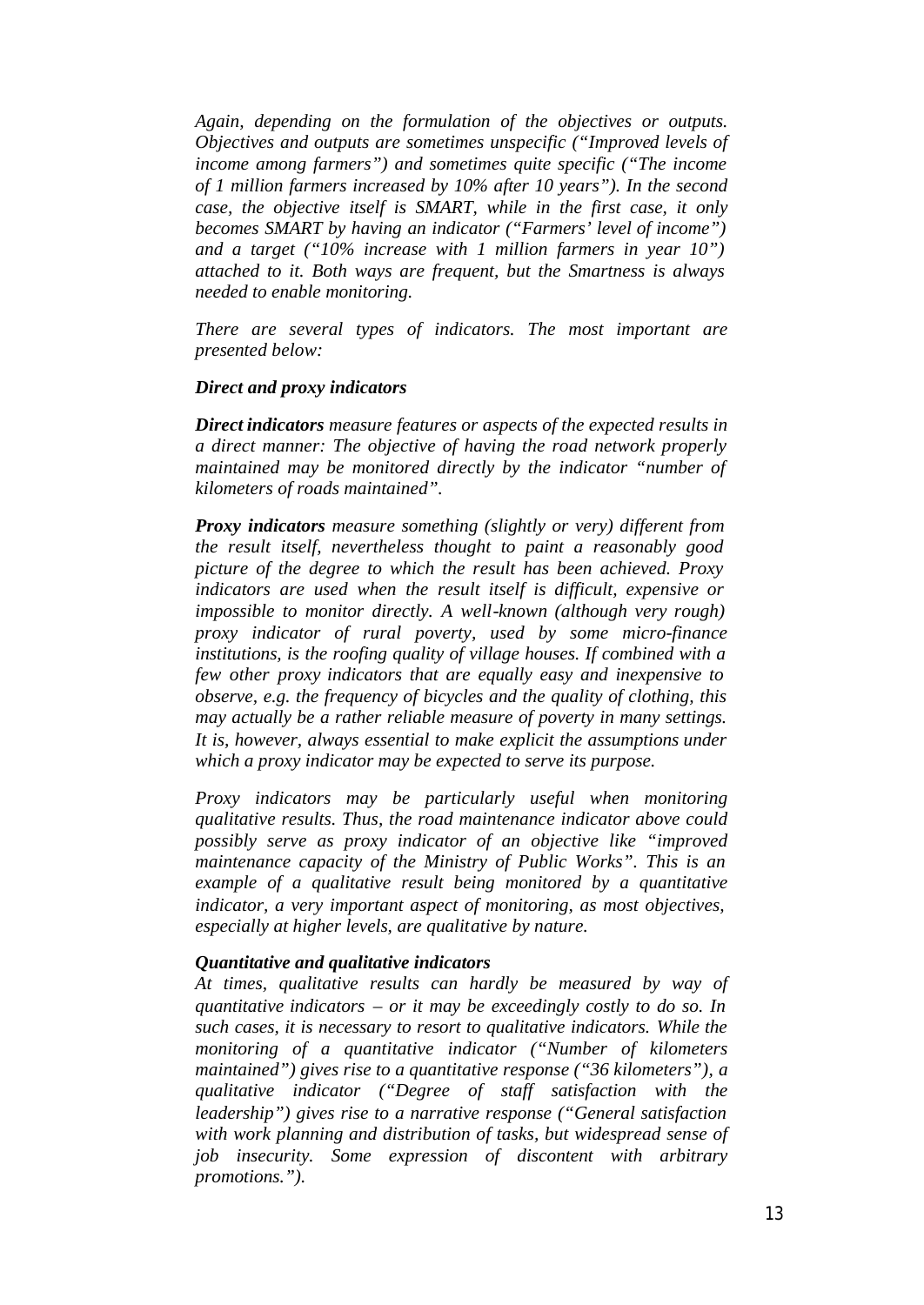*Again, depending on the formulation of the objectives or outputs. Objectives and outputs are sometimes unspecific ("Improved levels of income among farmers") and sometimes quite specific ("The income of 1 million farmers increased by 10% after 10 years"). In the second case, the objective itself is SMART, while in the first case, it only becomes SMART by having an indicator ("Farmers' level of income") and a target ("10% increase with 1 million farmers in year 10") attached to it. Both ways are frequent, but the Smartness is always needed to enable monitoring.*

*There are several types of indicators. The most important are presented below:*

***Direct and proxy indicators***

***Direct indicators*** *measure features or aspects of the expected results in a direct manner: The objective of having the road network properly maintained may be monitored directly by the indicator "number of kilometers of roads maintained".*

***Proxy indicators*** *measure something (slightly or very) different from the result itself, nevertheless thought to paint a reasonably good picture of the degree to which the result has been achieved. Proxy indicators are used when the result itself is difficult, expensive or impossible to monitor directly. A well-known (although very rough) proxy indicator of rural poverty, used by some micro-finance institutions, is the roofing quality of village houses. If combined with a few other proxy indicators that are equally easy and inexpensive to observe, e.g. the frequency of bicycles and the quality of clothing, this may actually be a rather reliable measure of poverty in many settings. It is, however, always essential to make explicit the assumptions under which a proxy indicator may be expected to serve its purpose.*

*Proxy indicators may be particularly useful when monitoring qualitative results. Thus, the road maintenance indicator above could possibly serve as proxy indicator of an objective like "improved maintenance capacity of the Ministry of Public Works". This is an example of a qualitative result being monitored by a quantitative indicator, a very important aspect of monitoring, as most objectives, especially at higher levels, are qualitative by nature.*

***Quantitative and qualitative indicators***

*At times, qualitative results can hardly be measured by way of quantitative indicators – or it may be exceedingly costly to do so. In such cases, it is necessary to resort to qualitative indicators. While the monitoring of a quantitative indicator ("Number of kilometers maintained") gives rise to a quantitative response ("36 kilometers"), a qualitative indicator ("Degree of staff satisfaction with the leadership") gives rise to a narrative response ("General satisfaction with work planning and distribution of tasks, but widespread sense of job insecurity. Some expression of discontent with arbitrary promotions.").*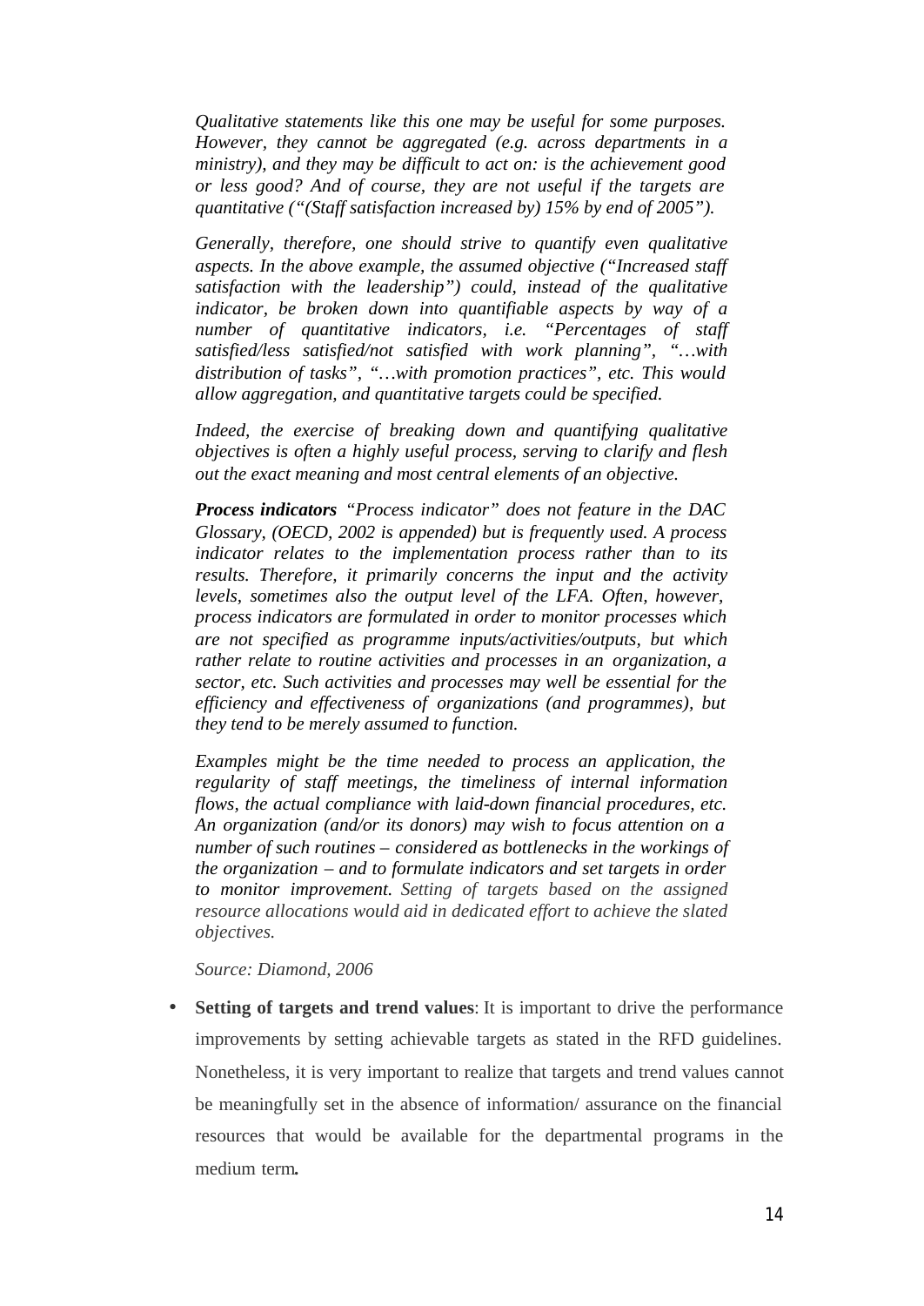*Qualitative statements like this one may be useful for some purposes. However, they cannot be aggregated (e.g. across departments in a ministry), and they may be difficult to act on: is the achievement good or less good? And of course, they are not useful if the targets are quantitative ("(Staff satisfaction increased by) 15% by end of 2005").*

*Generally, therefore, one should strive to quantify even qualitative aspects. In the above example, the assumed objective ("Increased staff satisfaction with the leadership") could, instead of the qualitative indicator, be broken down into quantifiable aspects by way of a number of quantitative indicators, i.e. "Percentages of staff satisfied/less satisfied/not satisfied with work planning", "…with distribution of tasks", "…with promotion practices", etc. This would allow aggregation, and quantitative targets could be specified.*

*Indeed, the exercise of breaking down and quantifying qualitative objectives is often a highly useful process, serving to clarify and flesh out the exact meaning and most central elements of an objective.*

***Process indicators*** *"Process indicator" does not feature in the DAC Glossary, (OECD, 2002 is appended) but is frequently used. A process indicator relates to the implementation process rather than to its results. Therefore, it primarily concerns the input and the activity levels, sometimes also the output level of the LFA. Often, however, process indicators are formulated in order to monitor processes which are not specified as programme inputs/activities/outputs, but which rather relate to routine activities and processes in an organization, a sector, etc. Such activities and processes may well be essential for the efficiency and effectiveness of organizations (and programmes), but they tend to be merely assumed to function.*

*Examples might be the time needed to process an application, the regularity of staff meetings, the timeliness of internal information flows, the actual compliance with laid-down financial procedures, etc. An organization (and/or its donors) may wish to focus attention on a number of such routines – considered as bottlenecks in the workings of the organization – and to formulate indicators and set targets in order to monitor improvement. Setting of targets based on the assigned resource allocations would aid in dedicated effort to achieve the slated objectives.*

*Source: Diamond, 2006*

- **Setting of targets and trend values**: It is important to drive the performance improvements by setting achievable targets as stated in the RFD guidelines. Nonetheless, it is very important to realize that targets and trend values cannot be meaningfully set in the absence of information/ assurance on the financial resources that would be available for the departmental programs in the medium term.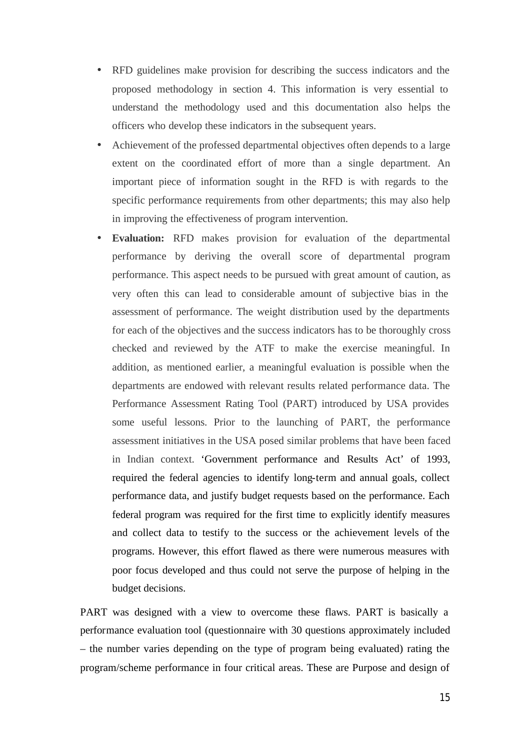- RFD guidelines make provision for describing the success indicators and the proposed methodology in section 4. This information is very essential to understand the methodology used and this documentation also helps the officers who develop these indicators in the subsequent years.
- Achievement of the professed departmental objectives often depends to a large extent on the coordinated effort of more than a single department. An important piece of information sought in the RFD is with regards to the specific performance requirements from other departments; this may also help in improving the effectiveness of program intervention.
- **Evaluation:** RFD makes provision for evaluation of the departmental performance by deriving the overall score of departmental program performance. This aspect needs to be pursued with great amount of caution, as very often this can lead to considerable amount of subjective bias in the assessment of performance. The weight distribution used by the departments for each of the objectives and the success indicators has to be thoroughly cross checked and reviewed by the ATF to make the exercise meaningful. In addition, as mentioned earlier, a meaningful evaluation is possible when the departments are endowed with relevant results related performance data. The Performance Assessment Rating Tool (PART) introduced by USA provides some useful lessons. Prior to the launching of PART, the performance assessment initiatives in the USA posed similar problems that have been faced in Indian context. 'Government performance and Results Act' of 1993, required the federal agencies to identify long-term and annual goals, collect performance data, and justify budget requests based on the performance. Each federal program was required for the first time to explicitly identify measures and collect data to testify to the success or the achievement levels of the programs. However, this effort flawed as there were numerous measures with poor focus developed and thus could not serve the purpose of helping in the budget decisions.

PART was designed with a view to overcome these flaws. PART is basically a performance evaluation tool (questionnaire with 30 questions approximately included – the number varies depending on the type of program being evaluated) rating the program/scheme performance in four critical areas. These are Purpose and design of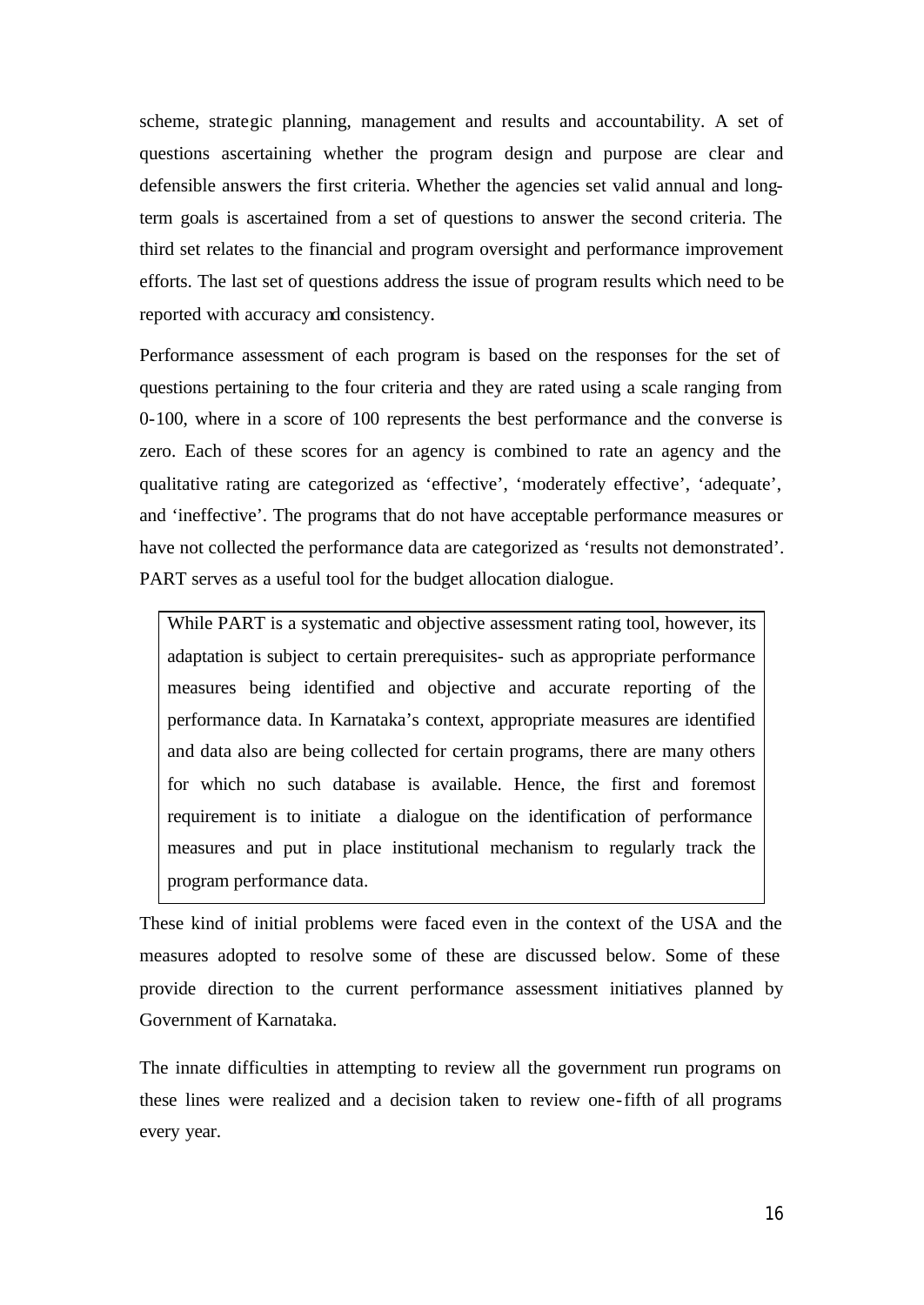scheme, strategic planning, management and results and accountability. A set of questions ascertaining whether the program design and purpose are clear and defensible answers the first criteria. Whether the agencies set valid annual and long-term goals is ascertained from a set of questions to answer the second criteria. The third set relates to the financial and program oversight and performance improvement efforts. The last set of questions address the issue of program results which need to be reported with accuracy and consistency.

Performance assessment of each program is based on the responses for the set of questions pertaining to the four criteria and they are rated using a scale ranging from 0-100, where in a score of 100 represents the best performance and the converse is zero. Each of these scores for an agency is combined to rate an agency and the qualitative rating are categorized as 'effective', 'moderately effective', 'adequate', and 'ineffective'. The programs that do not have acceptable performance measures or have not collected the performance data are categorized as 'results not demonstrated'. PART serves as a useful tool for the budget allocation dialogue.

> While PART is a systematic and objective assessment rating tool, however, its adaptation is subject to certain prerequisites- such as appropriate performance measures being identified and objective and accurate reporting of the performance data. In Karnataka's context, appropriate measures are identified and data also are being collected for certain programs, there are many others for which no such database is available. Hence, the first and foremost requirement is to initiate a dialogue on the identification of performance measures and put in place institutional mechanism to regularly track the program performance data.

These kind of initial problems were faced even in the context of the USA and the measures adopted to resolve some of these are discussed below. Some of these provide direction to the current performance assessment initiatives planned by Government of Karnataka.

The innate difficulties in attempting to review all the government run programs on these lines were realized and a decision taken to review one-fifth of all programs every year.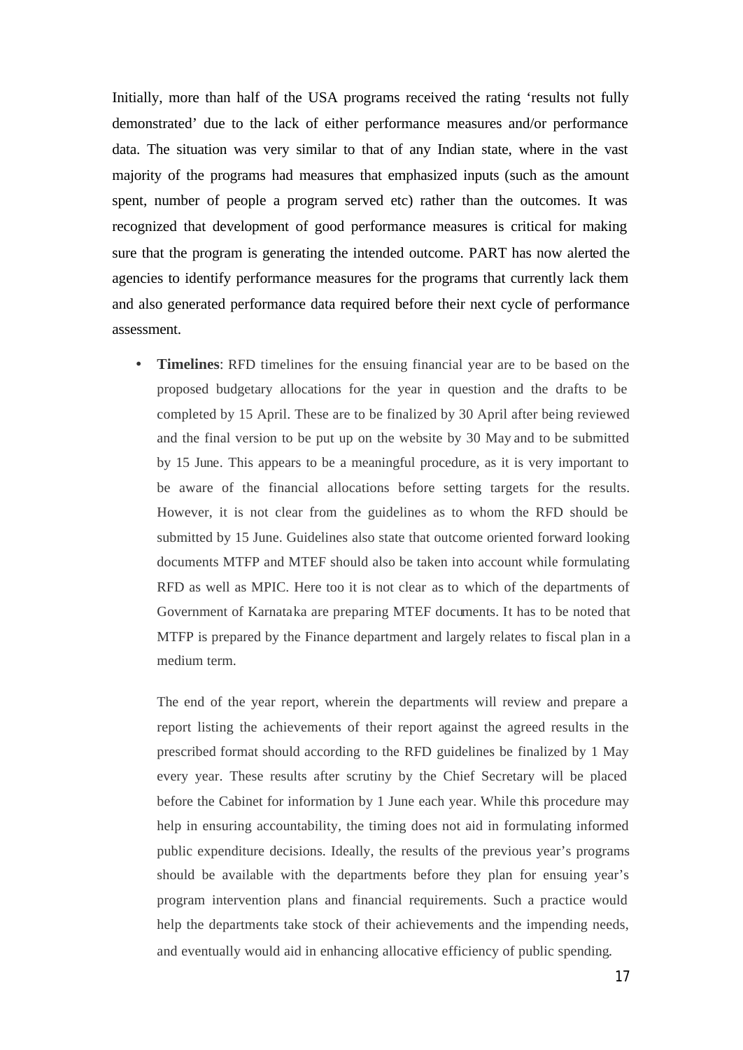Initially, more than half of the USA programs received the rating 'results not fully demonstrated' due to the lack of either performance measures and/or performance data. The situation was very similar to that of any Indian state, where in the vast majority of the programs had measures that emphasized inputs (such as the amount spent, number of people a program served etc) rather than the outcomes. It was recognized that development of good performance measures is critical for making sure that the program is generating the intended outcome. PART has now alerted the agencies to identify performance measures for the programs that currently lack them and also generated performance data required before their next cycle of performance assessment.

- **Timelines**: RFD timelines for the ensuing financial year are to be based on the proposed budgetary allocations for the year in question and the drafts to be completed by 15 April. These are to be finalized by 30 April after being reviewed and the final version to be put up on the website by 30 May and to be submitted by 15 June. This appears to be a meaningful procedure, as it is very important to be aware of the financial allocations before setting targets for the results. However, it is not clear from the guidelines as to whom the RFD should be submitted by 15 June. Guidelines also state that outcome oriented forward looking documents MTFP and MTEF should also be taken into account while formulating RFD as well as MPIC. Here too it is not clear as to which of the departments of Government of Karnataka are preparing MTEF documents. It has to be noted that MTFP is prepared by the Finance department and largely relates to fiscal plan in a medium term.

  The end of the year report, wherein the departments will review and prepare a report listing the achievements of their report against the agreed results in the prescribed format should according to the RFD guidelines be finalized by 1 May every year. These results after scrutiny by the Chief Secretary will be placed before the Cabinet for information by 1 June each year. While this procedure may help in ensuring accountability, the timing does not aid in formulating informed public expenditure decisions. Ideally, the results of the previous year's programs should be available with the departments before they plan for ensuing year's program intervention plans and financial requirements. Such a practice would help the departments take stock of their achievements and the impending needs, and eventually would aid in enhancing allocative efficiency of public spending.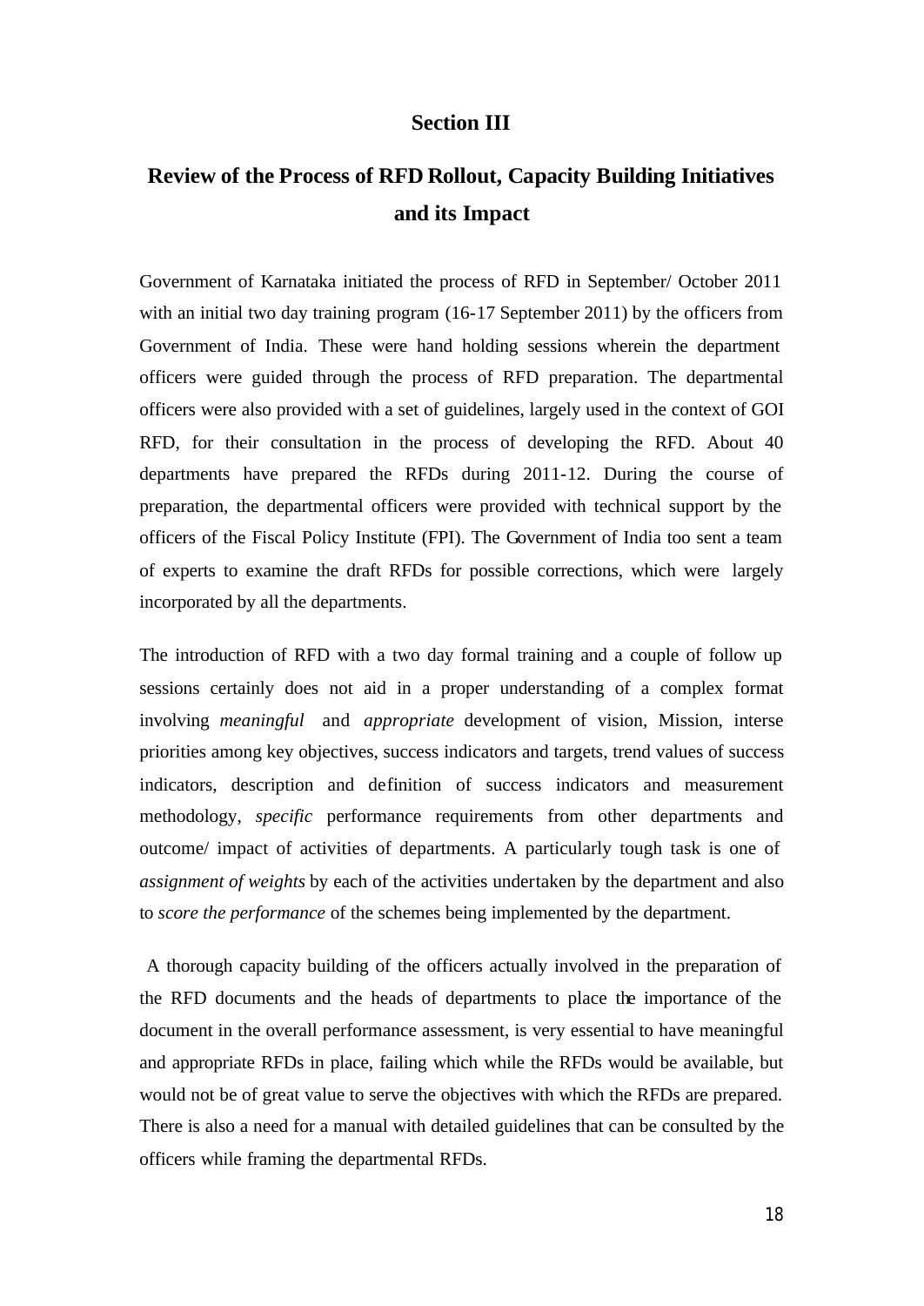## Section III

## Review of the Process of RFD Rollout, Capacity Building Initiatives and its Impact

Government of Karnataka initiated the process of RFD in September/ October 2011 with an initial two day training program (16-17 September 2011) by the officers from Government of India. These were hand holding sessions wherein the department officers were guided through the process of RFD preparation. The departmental officers were also provided with a set of guidelines, largely used in the context of GOI RFD, for their consultation in the process of developing the RFD. About 40 departments have prepared the RFDs during 2011-12. During the course of preparation, the departmental officers were provided with technical support by the officers of the Fiscal Policy Institute (FPI). The Government of India too sent a team of experts to examine the draft RFDs for possible corrections, which were largely incorporated by all the departments.

The introduction of RFD with a two day formal training and a couple of follow up sessions certainly does not aid in a proper understanding of a complex format involving *meaningful* and *appropriate* development of vision, Mission, interse priorities among key objectives, success indicators and targets, trend values of success indicators, description and definition of success indicators and measurement methodology, *specific* performance requirements from other departments and outcome/ impact of activities of departments. A particularly tough task is one of *assignment of weights* by each of the activities undertaken by the department and also to *score the performance* of the schemes being implemented by the department.

A thorough capacity building of the officers actually involved in the preparation of the RFD documents and the heads of departments to place the importance of the document in the overall performance assessment, is very essential to have meaningful and appropriate RFDs in place, failing which while the RFDs would be available, but would not be of great value to serve the objectives with which the RFDs are prepared. There is also a need for a manual with detailed guidelines that can be consulted by the officers while framing the departmental RFDs.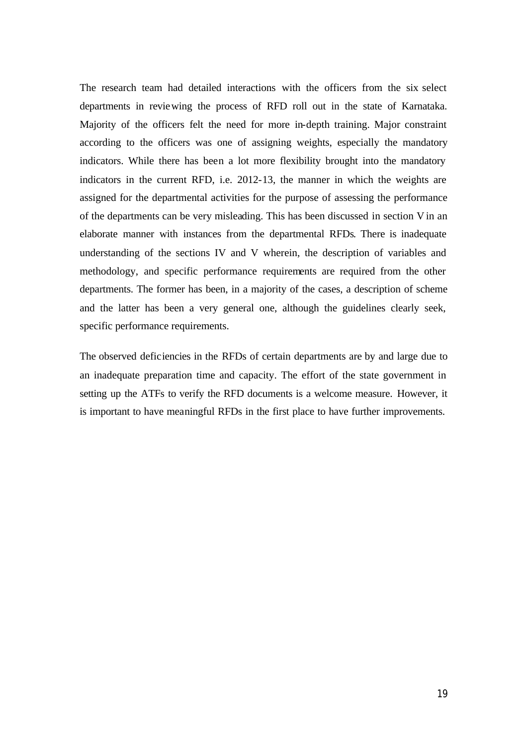The research team had detailed interactions with the officers from the six select departments in reviewing the process of RFD roll out in the state of Karnataka. Majority of the officers felt the need for more in-depth training. Major constraint according to the officers was one of assigning weights, especially the mandatory indicators. While there has been a lot more flexibility brought into the mandatory indicators in the current RFD, i.e. 2012-13, the manner in which the weights are assigned for the departmental activities for the purpose of assessing the performance of the departments can be very misleading. This has been discussed in section V in an elaborate manner with instances from the departmental RFDs. There is inadequate understanding of the sections IV and V wherein, the description of variables and methodology, and specific performance requirements are required from the other departments. The former has been, in a majority of the cases, a description of scheme and the latter has been a very general one, although the guidelines clearly seek, specific performance requirements.

The observed deficiencies in the RFDs of certain departments are by and large due to an inadequate preparation time and capacity. The effort of the state government in setting up the ATFs to verify the RFD documents is a welcome measure. However, it is important to have meaningful RFDs in the first place to have further improvements.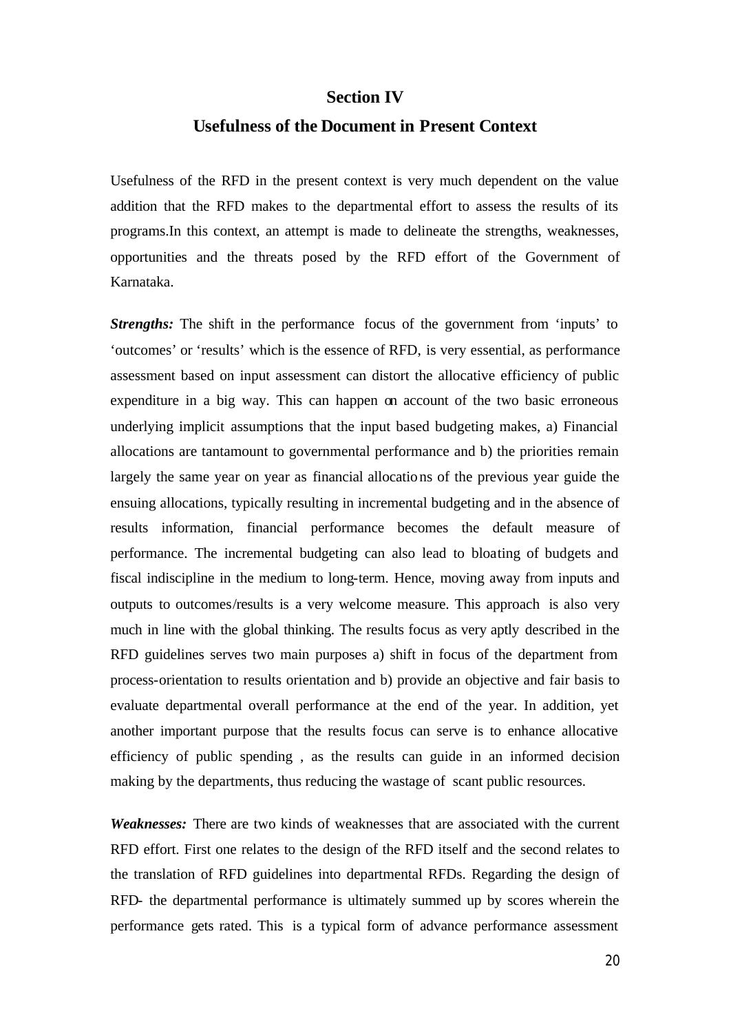## Section IV

## Usefulness of the Document in Present Context

Usefulness of the RFD in the present context is very much dependent on the value addition that the RFD makes to the departmental effort to assess the results of its programs.In this context, an attempt is made to delineate the strengths, weaknesses, opportunities and the threats posed by the RFD effort of the Government of Karnataka.

***Strengths:*** The shift in the performance focus of the government from 'inputs' to 'outcomes' or 'results' which is the essence of RFD, is very essential, as performance assessment based on input assessment can distort the allocative efficiency of public expenditure in a big way. This can happen on account of the two basic erroneous underlying implicit assumptions that the input based budgeting makes, a) Financial allocations are tantamount to governmental performance and b) the priorities remain largely the same year on year as financial allocations of the previous year guide the ensuing allocations, typically resulting in incremental budgeting and in the absence of results information, financial performance becomes the default measure of performance. The incremental budgeting can also lead to bloating of budgets and fiscal indiscipline in the medium to long-term. Hence, moving away from inputs and outputs to outcomes/results is a very welcome measure. This approach is also very much in line with the global thinking. The results focus as very aptly described in the RFD guidelines serves two main purposes a) shift in focus of the department from process-orientation to results orientation and b) provide an objective and fair basis to evaluate departmental overall performance at the end of the year. In addition, yet another important purpose that the results focus can serve is to enhance allocative efficiency of public spending , as the results can guide in an informed decision making by the departments, thus reducing the wastage of scant public resources.

***Weaknesses:*** There are two kinds of weaknesses that are associated with the current RFD effort. First one relates to the design of the RFD itself and the second relates to the translation of RFD guidelines into departmental RFDs. Regarding the design of RFD- the departmental performance is ultimately summed up by scores wherein the performance gets rated. This is a typical form of advance performance assessment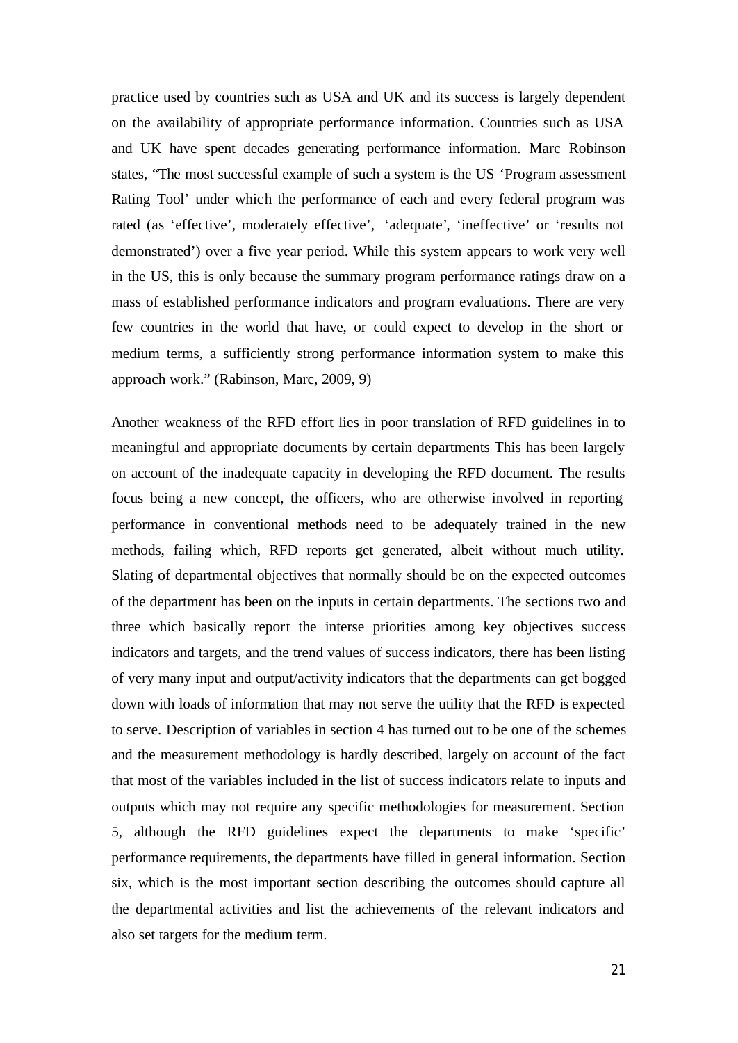practice used by countries such as USA and UK and its success is largely dependent on the availability of appropriate performance information. Countries such as USA and UK have spent decades generating performance information. Marc Robinson states, "The most successful example of such a system is the US 'Program assessment Rating Tool' under which the performance of each and every federal program was rated (as 'effective', moderately effective', 'adequate', 'ineffective' or 'results not demonstrated') over a five year period. While this system appears to work very well in the US, this is only because the summary program performance ratings draw on a mass of established performance indicators and program evaluations. There are very few countries in the world that have, or could expect to develop in the short or medium terms, a sufficiently strong performance information system to make this approach work." (Rabinson, Marc, 2009, 9)

Another weakness of the RFD effort lies in poor translation of RFD guidelines in to meaningful and appropriate documents by certain departments This has been largely on account of the inadequate capacity in developing the RFD document. The results focus being a new concept, the officers, who are otherwise involved in reporting performance in conventional methods need to be adequately trained in the new methods, failing which, RFD reports get generated, albeit without much utility. Slating of departmental objectives that normally should be on the expected outcomes of the department has been on the inputs in certain departments. The sections two and three which basically report the interse priorities among key objectives success indicators and targets, and the trend values of success indicators, there has been listing of very many input and output/activity indicators that the departments can get bogged down with loads of information that may not serve the utility that the RFD is expected to serve. Description of variables in section 4 has turned out to be one of the schemes and the measurement methodology is hardly described, largely on account of the fact that most of the variables included in the list of success indicators relate to inputs and outputs which may not require any specific methodologies for measurement. Section 5, although the RFD guidelines expect the departments to make 'specific' performance requirements, the departments have filled in general information. Section six, which is the most important section describing the outcomes should capture all the departmental activities and list the achievements of the relevant indicators and also set targets for the medium term.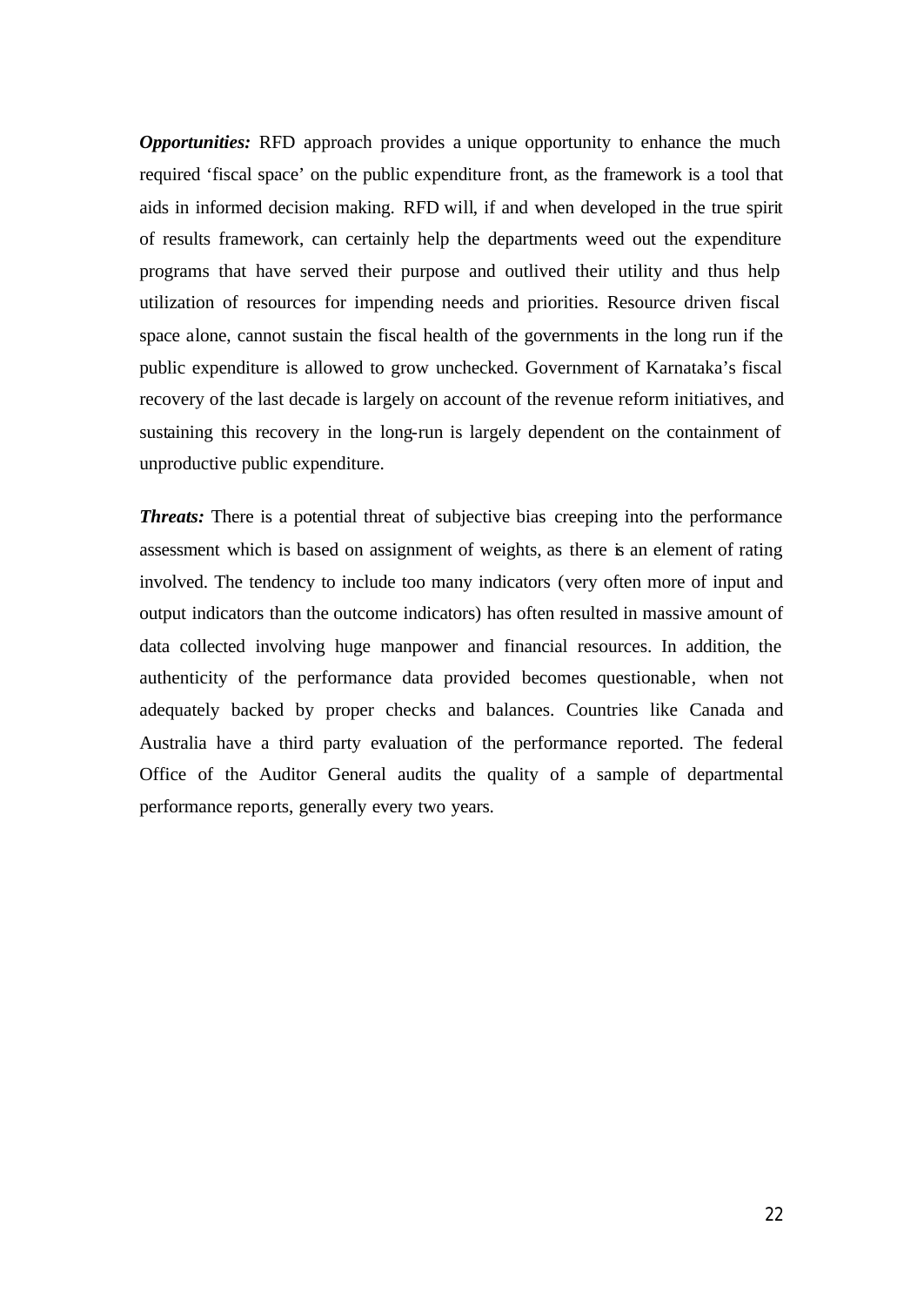***Opportunities:*** RFD approach provides a unique opportunity to enhance the much required 'fiscal space' on the public expenditure front, as the framework is a tool that aids in informed decision making. RFD will, if and when developed in the true spirit of results framework, can certainly help the departments weed out the expenditure programs that have served their purpose and outlived their utility and thus help utilization of resources for impending needs and priorities. Resource driven fiscal space alone, cannot sustain the fiscal health of the governments in the long run if the public expenditure is allowed to grow unchecked. Government of Karnataka's fiscal recovery of the last decade is largely on account of the revenue reform initiatives, and sustaining this recovery in the long-run is largely dependent on the containment of unproductive public expenditure.

***Threats:*** There is a potential threat of subjective bias creeping into the performance assessment which is based on assignment of weights, as there is an element of rating involved. The tendency to include too many indicators (very often more of input and output indicators than the outcome indicators) has often resulted in massive amount of data collected involving huge manpower and financial resources. In addition, the authenticity of the performance data provided becomes questionable, when not adequately backed by proper checks and balances. Countries like Canada and Australia have a third party evaluation of the performance reported. The federal Office of the Auditor General audits the quality of a sample of departmental performance reports, generally every two years.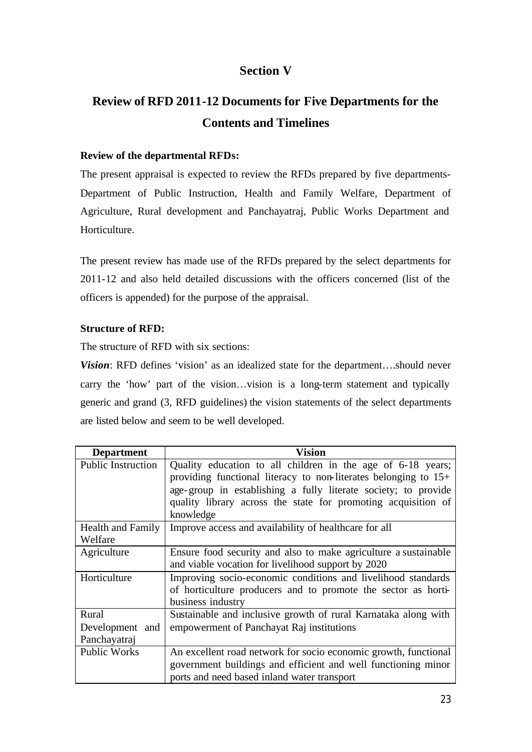# Section V

## Review of RFD 2011-12 Documents for Five Departments for the Contents and Timelines

**Review of the departmental RFDs:**

The present appraisal is expected to review the RFDs prepared by five departments- Department of Public Instruction, Health and Family Welfare, Department of Agriculture, Rural development and Panchayatraj, Public Works Department and Horticulture.

The present review has made use of the RFDs prepared by the select departments for 2011-12 and also held detailed discussions with the officers concerned (list of the officers is appended) for the purpose of the appraisal.

**Structure of RFD:**

The structure of RFD with six sections:

***Vision***: RFD defines 'vision' as an idealized state for the department….should never carry the 'how' part of the vision…vision is a long-term statement and typically generic and grand (3, RFD guidelines) the vision statements of the select departments are listed below and seem to be well developed.

| Department | Vision |
|---|---|
| Public Instruction | Quality education to all children in the age of 6-18 years; providing functional literacy to non-literates belonging to 15+ age-group in establishing a fully literate society; to provide quality library across the state for promoting acquisition of knowledge |
| Health and Family Welfare | Improve access and availability of healthcare for all |
| Agriculture | Ensure food security and also to make agriculture a sustainable and viable vocation for livelihood support by 2020 |
| Horticulture | Improving socio-economic conditions and livelihood standards of horticulture producers and to promote the sector as horti-business industry |
| Rural Development and Panchayatraj | Sustainable and inclusive growth of rural Karnataka along with empowerment of Panchayat Raj institutions |
| Public Works | An excellent road network for socio economic growth, functional government buildings and efficient and well functioning minor ports and need based inland water transport |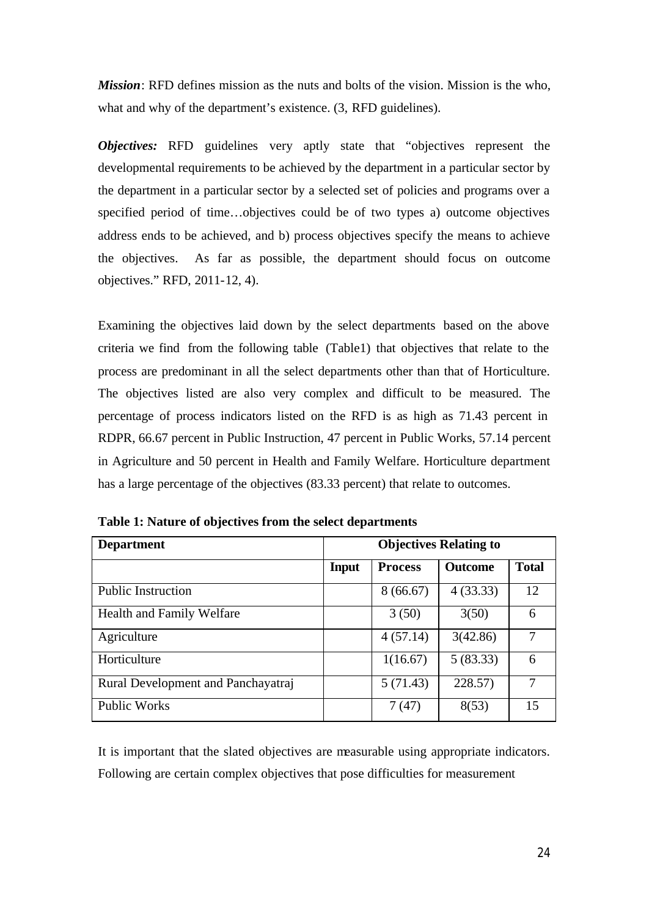***Mission***: RFD defines mission as the nuts and bolts of the vision. Mission is the who, what and why of the department's existence. (3, RFD guidelines).

***Objectives:*** RFD guidelines very aptly state that "objectives represent the developmental requirements to be achieved by the department in a particular sector by the department in a particular sector by a selected set of policies and programs over a specified period of time…objectives could be of two types a) outcome objectives address ends to be achieved, and b) process objectives specify the means to achieve the objectives. As far as possible, the department should focus on outcome objectives." RFD, 2011-12, 4).

Examining the objectives laid down by the select departments based on the above criteria we find from the following table (Table1) that objectives that relate to the process are predominant in all the select departments other than that of Horticulture. The objectives listed are also very complex and difficult to be measured. The percentage of process indicators listed on the RFD is as high as 71.43 percent in RDPR, 66.67 percent in Public Instruction, 47 percent in Public Works, 57.14 percent in Agriculture and 50 percent in Health and Family Welfare. Horticulture department has a large percentage of the objectives (83.33 percent) that relate to outcomes.

**Table 1: Nature of objectives from the select departments**

| Department | Objectives Relating to | | | |
|---|---|---|---|---|
| | Input | Process | Outcome | Total |
| Public Instruction | | 8 (66.67) | 4 (33.33) | 12 |
| Health and Family Welfare | | 3 (50) | 3(50) | 6 |
| Agriculture | | 4 (57.14) | 3(42.86) | 7 |
| Horticulture | | 1(16.67) | 5 (83.33) | 6 |
| Rural Development and Panchayatraj | | 5 (71.43) | 228.57) | 7 |
| Public Works | | 7 (47) | 8(53) | 15 |

It is important that the slated objectives are measurable using appropriate indicators. Following are certain complex objectives that pose difficulties for measurement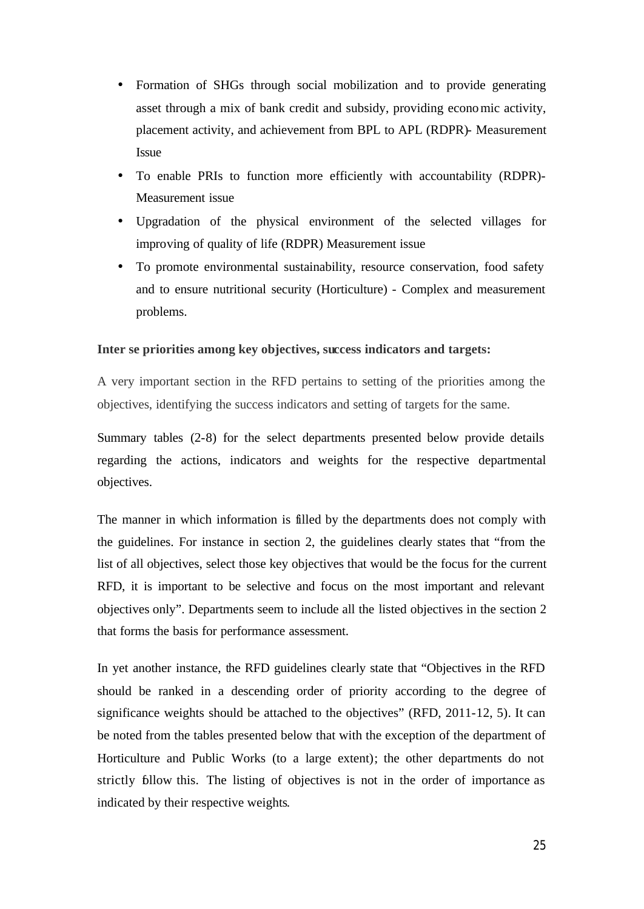- Formation of SHGs through social mobilization and to provide generating asset through a mix of bank credit and subsidy, providing economic activity, placement activity, and achievement from BPL to APL (RDPR)- Measurement Issue
- To enable PRIs to function more efficiently with accountability (RDPR)- Measurement issue
- Upgradation of the physical environment of the selected villages for improving of quality of life (RDPR) Measurement issue
- To promote environmental sustainability, resource conservation, food safety and to ensure nutritional security (Horticulture) - Complex and measurement problems.

**Inter se priorities among key objectives, success indicators and targets:**

A very important section in the RFD pertains to setting of the priorities among the objectives, identifying the success indicators and setting of targets for the same.

Summary tables (2-8) for the select departments presented below provide details regarding the actions, indicators and weights for the respective departmental objectives.

The manner in which information is filled by the departments does not comply with the guidelines. For instance in section 2, the guidelines clearly states that "from the list of all objectives, select those key objectives that would be the focus for the current RFD, it is important to be selective and focus on the most important and relevant objectives only". Departments seem to include all the listed objectives in the section 2 that forms the basis for performance assessment.

In yet another instance, the RFD guidelines clearly state that "Objectives in the RFD should be ranked in a descending order of priority according to the degree of significance weights should be attached to the objectives" (RFD, 2011-12, 5). It can be noted from the tables presented below that with the exception of the department of Horticulture and Public Works (to a large extent); the other departments do not strictly follow this. The listing of objectives is not in the order of importance as indicated by their respective weights.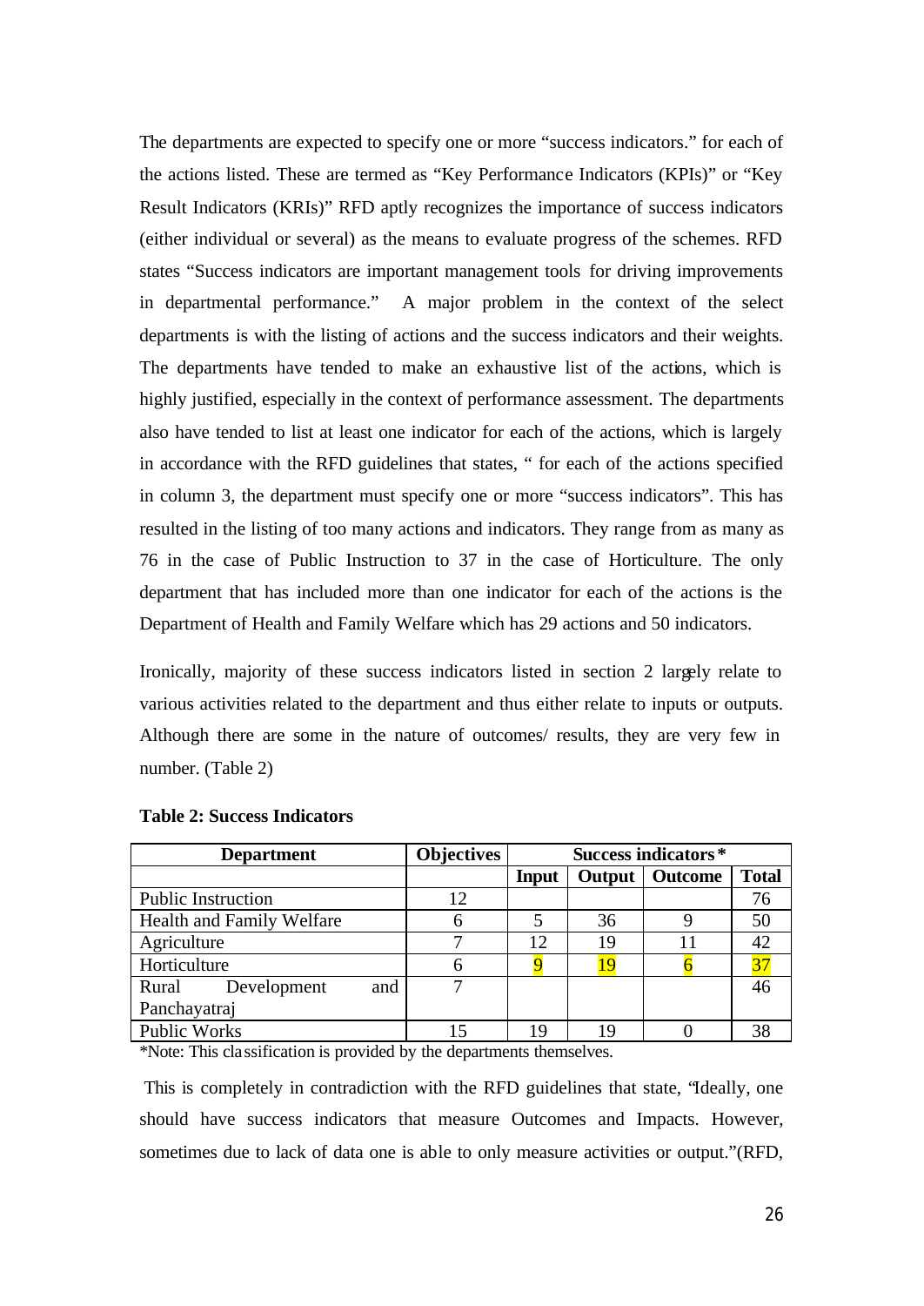The departments are expected to specify one or more "success indicators." for each of the actions listed. These are termed as "Key Performance Indicators (KPIs)" or "Key Result Indicators (KRIs)" RFD aptly recognizes the importance of success indicators (either individual or several) as the means to evaluate progress of the schemes. RFD states "Success indicators are important management tools for driving improvements in departmental performance." A major problem in the context of the select departments is with the listing of actions and the success indicators and their weights. The departments have tended to make an exhaustive list of the actions, which is highly justified, especially in the context of performance assessment. The departments also have tended to list at least one indicator for each of the actions, which is largely in accordance with the RFD guidelines that states, " for each of the actions specified in column 3, the department must specify one or more "success indicators". This has resulted in the listing of too many actions and indicators. They range from as many as 76 in the case of Public Instruction to 37 in the case of Horticulture. The only department that has included more than one indicator for each of the actions is the Department of Health and Family Welfare which has 29 actions and 50 indicators.

Ironically, majority of these success indicators listed in section 2 largely relate to various activities related to the department and thus either relate to inputs or outputs. Although there are some in the nature of outcomes/ results, they are very few in number. (Table 2)

**Table 2: Success Indicators**

| Department | Objectives | Success indicators* | | | |
|---|---|---|---|---|---|
| | | Input | Output | Outcome | Total |
| Public Instruction | 12 | | | | 76 |
| Health and Family Welfare | 6 | 5 | 36 | 9 | 50 |
| Agriculture | 7 | 12 | 19 | 11 | 42 |
| Horticulture | 6 | 9 | 19 | 6 | 37 |
| Rural Development and Panchayatraj | 7 | | | | 46 |
| Public Works | 15 | 19 | 19 | 0 | 38 |

*Note: This classification is provided by the departments themselves.

This is completely in contradiction with the RFD guidelines that state, "Ideally, one should have success indicators that measure Outcomes and Impacts. However, sometimes due to lack of data one is able to only measure activities or output."(RFD,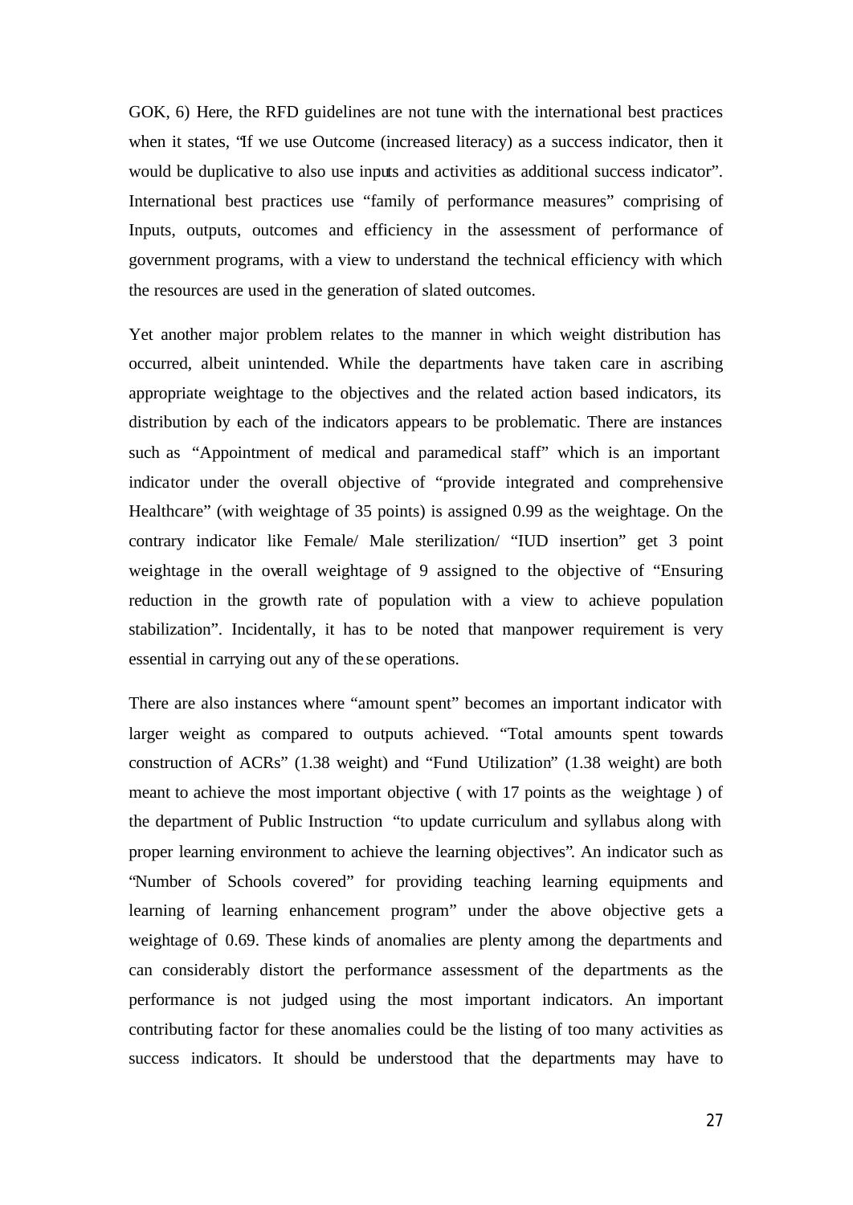GOK, 6) Here, the RFD guidelines are not tune with the international best practices when it states, "If we use Outcome (increased literacy) as a success indicator, then it would be duplicative to also use inputs and activities as additional success indicator". International best practices use "family of performance measures" comprising of Inputs, outputs, outcomes and efficiency in the assessment of performance of government programs, with a view to understand the technical efficiency with which the resources are used in the generation of slated outcomes.

Yet another major problem relates to the manner in which weight distribution has occurred, albeit unintended. While the departments have taken care in ascribing appropriate weightage to the objectives and the related action based indicators, its distribution by each of the indicators appears to be problematic. There are instances such as "Appointment of medical and paramedical staff" which is an important indicator under the overall objective of "provide integrated and comprehensive Healthcare" (with weightage of 35 points) is assigned 0.99 as the weightage. On the contrary indicator like Female/ Male sterilization/ "IUD insertion" get 3 point weightage in the overall weightage of 9 assigned to the objective of "Ensuring reduction in the growth rate of population with a view to achieve population stabilization". Incidentally, it has to be noted that manpower requirement is very essential in carrying out any of these operations.

There are also instances where "amount spent" becomes an important indicator with larger weight as compared to outputs achieved. "Total amounts spent towards construction of ACRs" (1.38 weight) and "Fund Utilization" (1.38 weight) are both meant to achieve the most important objective ( with 17 points as the weightage ) of the department of Public Instruction "to update curriculum and syllabus along with proper learning environment to achieve the learning objectives". An indicator such as "Number of Schools covered" for providing teaching learning equipments and learning of learning enhancement program" under the above objective gets a weightage of 0.69. These kinds of anomalies are plenty among the departments and can considerably distort the performance assessment of the departments as the performance is not judged using the most important indicators. An important contributing factor for these anomalies could be the listing of too many activities as success indicators. It should be understood that the departments may have to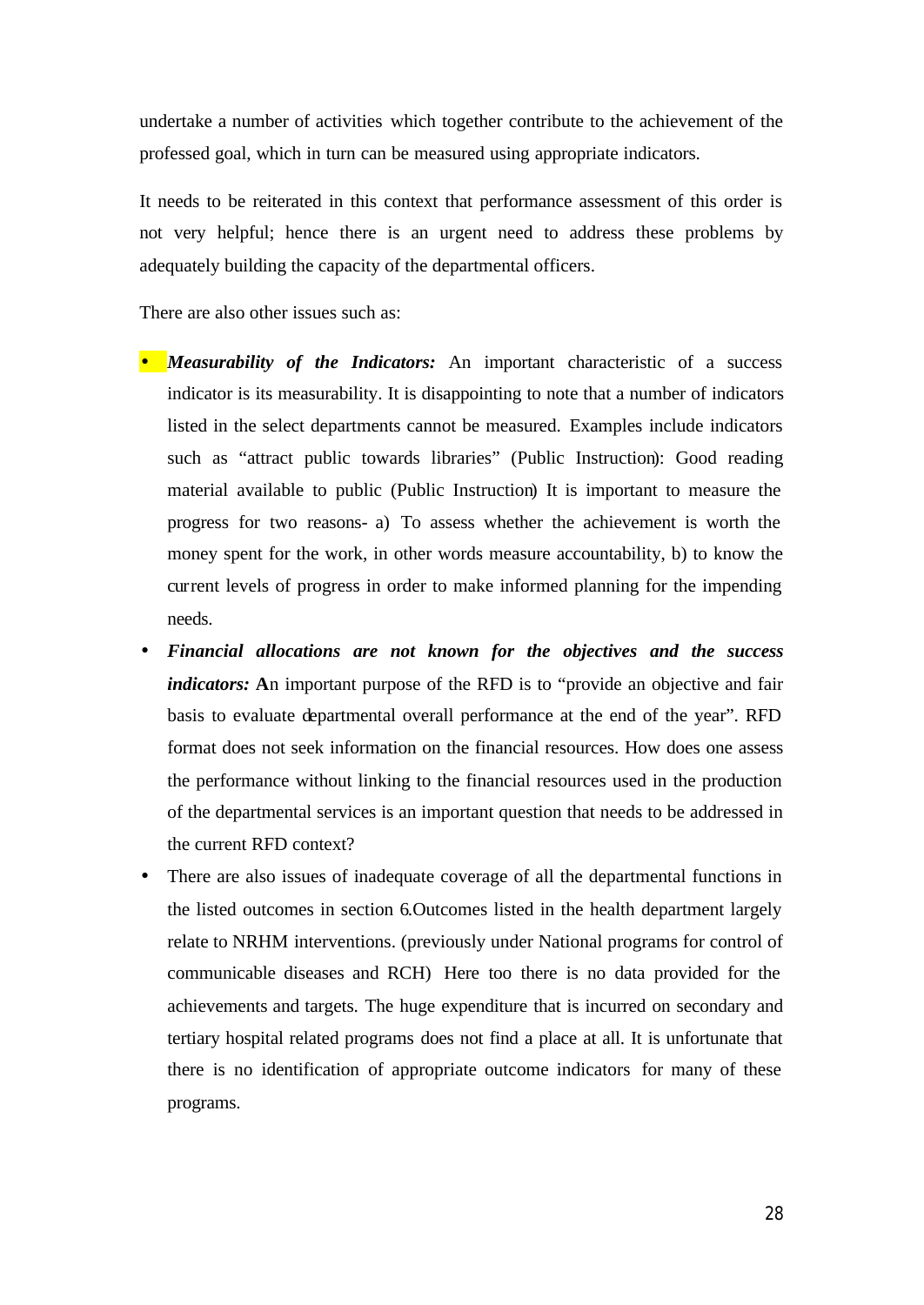undertake a number of activities which together contribute to the achievement of the professed goal, which in turn can be measured using appropriate indicators.

It needs to be reiterated in this context that performance assessment of this order is not very helpful; hence there is an urgent need to address these problems by adequately building the capacity of the departmental officers.

There are also other issues such as:

- ***Measurability of the Indicators:*** An important characteristic of a success indicator is its measurability. It is disappointing to note that a number of indicators listed in the select departments cannot be measured. Examples include indicators such as "attract public towards libraries" (Public Instruction): Good reading material available to public (Public Instruction) It is important to measure the progress for two reasons- a) To assess whether the achievement is worth the money spent for the work, in other words measure accountability, b) to know the current levels of progress in order to make informed planning for the impending needs.
- ***Financial allocations are not known for the objectives and the success indicators:*** **A**n important purpose of the RFD is to "provide an objective and fair basis to evaluate departmental overall performance at the end of the year". RFD format does not seek information on the financial resources. How does one assess the performance without linking to the financial resources used in the production of the departmental services is an important question that needs to be addressed in the current RFD context?
- There are also issues of inadequate coverage of all the departmental functions in the listed outcomes in section 6.Outcomes listed in the health department largely relate to NRHM interventions. (previously under National programs for control of communicable diseases and RCH) Here too there is no data provided for the achievements and targets. The huge expenditure that is incurred on secondary and tertiary hospital related programs does not find a place at all. It is unfortunate that there is no identification of appropriate outcome indicators for many of these programs.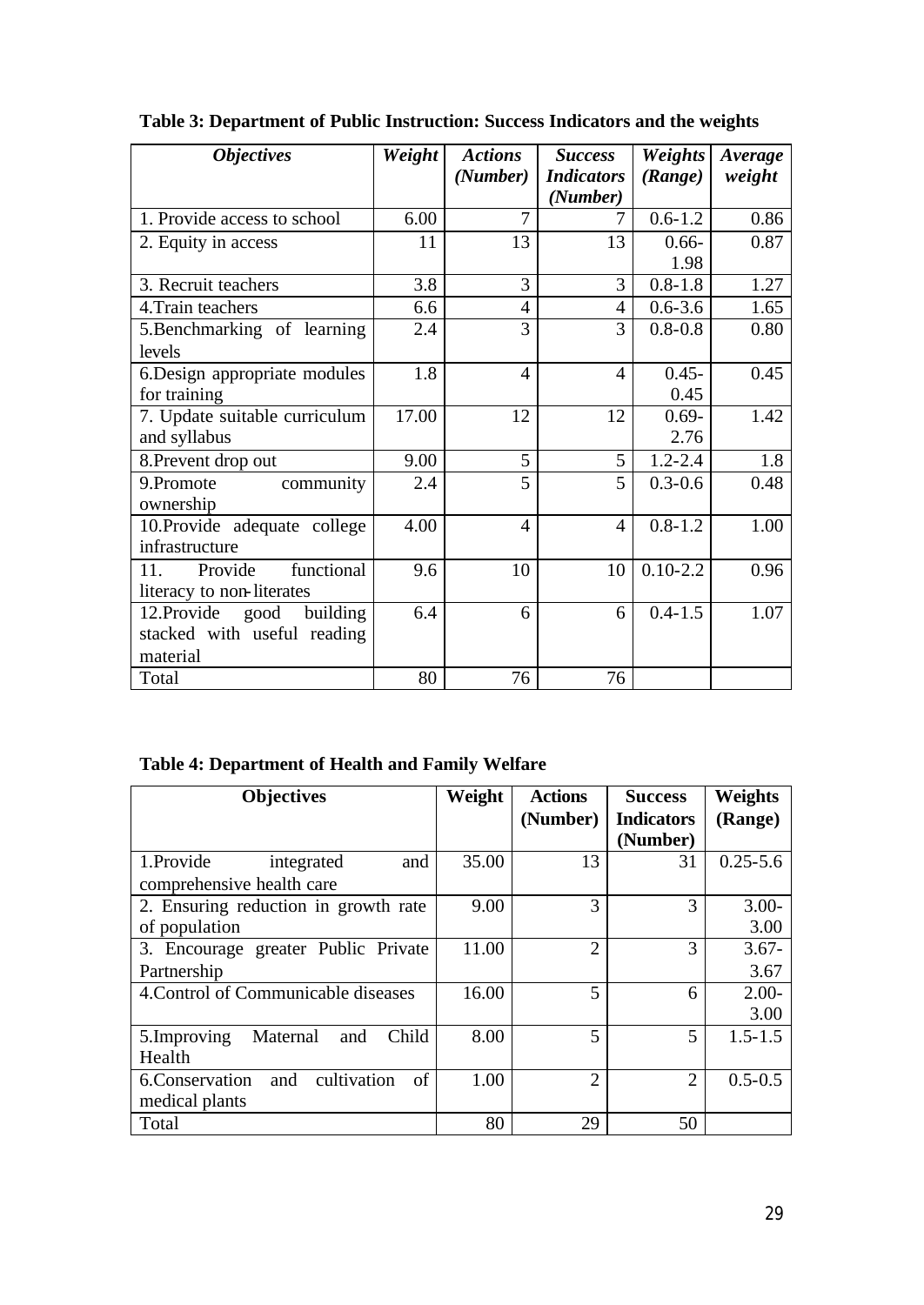**Table 3: Department of Public Instruction: Success Indicators and the weights**

| *Objectives* | *Weight* | *Actions (Number)* | *Success Indicators (Number)* | *Weights (Range)* | *Average weight* |
|---|---|---|---|---|---|
| 1. Provide access to school | 6.00 | 7 | 7 | 0.6-1.2 | 0.86 |
| 2. Equity in access | 11 | 13 | 13 | 0.66-1.98 | 0.87 |
| 3. Recruit teachers | 3.8 | 3 | 3 | 0.8-1.8 | 1.27 |
| 4.Train teachers | 6.6 | 4 | 4 | 0.6-3.6 | 1.65 |
| 5.Benchmarking of learning levels | 2.4 | 3 | 3 | 0.8-0.8 | 0.80 |
| 6.Design appropriate modules for training | 1.8 | 4 | 4 | 0.45-0.45 | 0.45 |
| 7. Update suitable curriculum and syllabus | 17.00 | 12 | 12 | 0.69-2.76 | 1.42 |
| 8.Prevent drop out | 9.00 | 5 | 5 | 1.2-2.4 | 1.8 |
| 9.Promote community ownership | 2.4 | 5 | 5 | 0.3-0.6 | 0.48 |
| 10.Provide adequate college infrastructure | 4.00 | 4 | 4 | 0.8-1.2 | 1.00 |
| 11. Provide functional literacy to non-literates | 9.6 | 10 | 10 | 0.10-2.2 | 0.96 |
| 12.Provide good building stacked with useful reading material | 6.4 | 6 | 6 | 0.4-1.5 | 1.07 |
| Total | 80 | 76 | 76 | | |

**Table 4: Department of Health and Family Welfare**

| **Objectives** | **Weight** | **Actions (Number)** | **Success Indicators (Number)** | **Weights (Range)** |
|---|---|---|---|---|
| 1.Provide integrated and comprehensive health care | 35.00 | 13 | 31 | 0.25-5.6 |
| 2. Ensuring reduction in growth rate of population | 9.00 | 3 | 3 | 3.00-3.00 |
| 3. Encourage greater Public Private Partnership | 11.00 | 2 | 3 | 3.67-3.67 |
| 4.Control of Communicable diseases | 16.00 | 5 | 6 | 2.00-3.00 |
| 5.Improving Maternal and Child Health | 8.00 | 5 | 5 | 1.5-1.5 |
| 6.Conservation and cultivation of medical plants | 1.00 | 2 | 2 | 0.5-0.5 |
| Total | 80 | 29 | 50 | |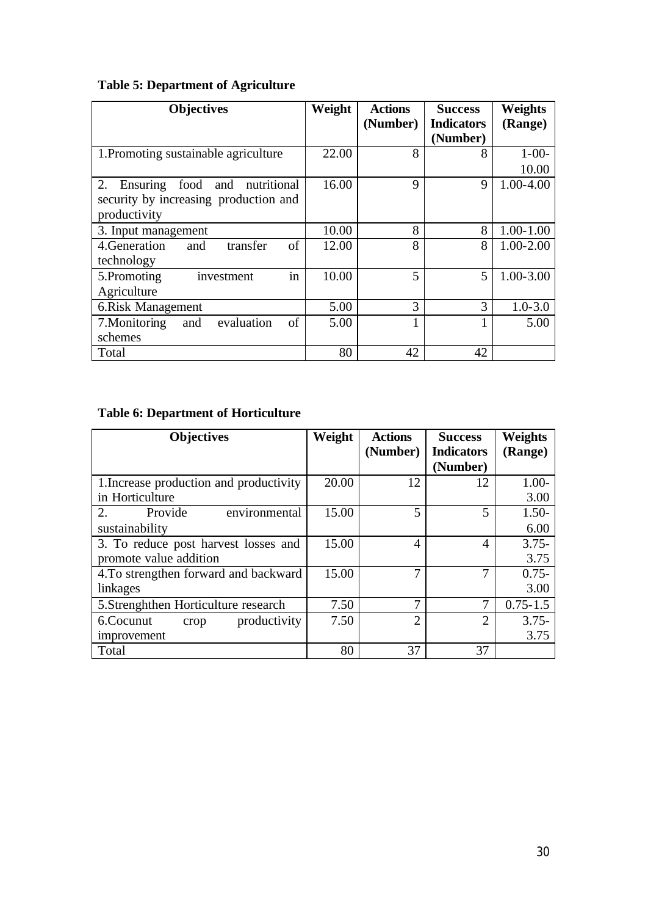**Table 5: Department of Agriculture**

| Objectives | Weight | Actions (Number) | Success Indicators (Number) | Weights (Range) |
|---|---|---|---|---|
| 1.Promoting sustainable agriculture | 22.00 | 8 | 8 | 1-00-10.00 |
| 2. Ensuring food and nutritional security by increasing production and productivity | 16.00 | 9 | 9 | 1.00-4.00 |
| 3. Input management | 10.00 | 8 | 8 | 1.00-1.00 |
| 4.Generation and transfer of technology | 12.00 | 8 | 8 | 1.00-2.00 |
| 5.Promoting investment in Agriculture | 10.00 | 5 | 5 | 1.00-3.00 |
| 6.Risk Management | 5.00 | 3 | 3 | 1.0-3.0 |
| 7.Monitoring and evaluation of schemes | 5.00 | 1 | 1 | 5.00 |
| Total | 80 | 42 | 42 | |

**Table 6: Department of Horticulture**

| Objectives | Weight | Actions (Number) | Success Indicators (Number) | Weights (Range) |
|---|---|---|---|---|
| 1.Increase production and productivity in Horticulture | 20.00 | 12 | 12 | 1.00-3.00 |
| 2. Provide environmental sustainability | 15.00 | 5 | 5 | 1.50-6.00 |
| 3. To reduce post harvest losses and promote value addition | 15.00 | 4 | 4 | 3.75-3.75 |
| 4.To strengthen forward and backward linkages | 15.00 | 7 | 7 | 0.75-3.00 |
| 5.Strenghthen Horticulture research | 7.50 | 7 | 7 | 0.75-1.5 |
| 6.Cocunut crop productivity improvement | 7.50 | 2 | 2 | 3.75-3.75 |
| Total | 80 | 37 | 37 | |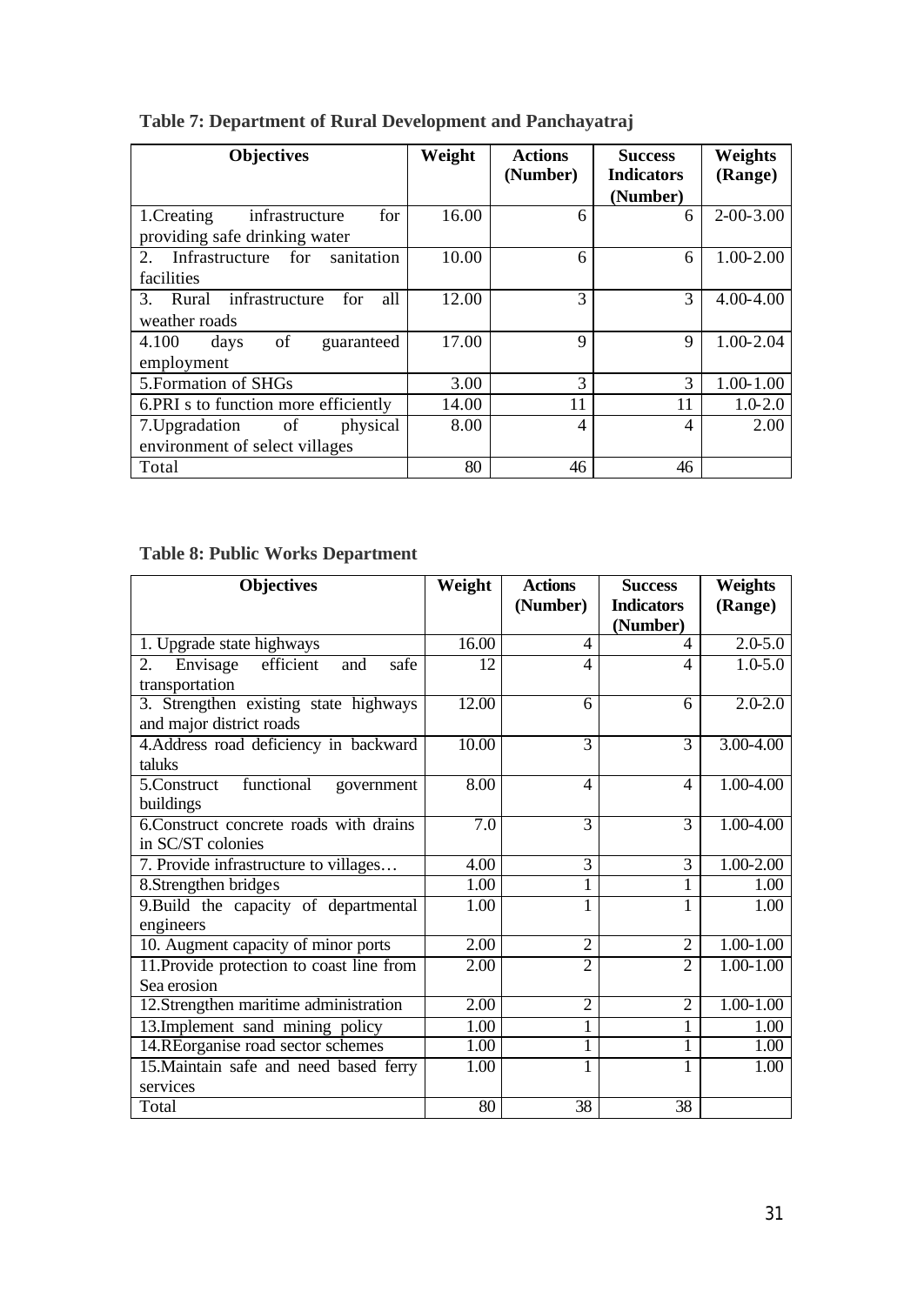**Table 7: Department of Rural Development and Panchayatraj**

| Objectives | Weight | Actions (Number) | Success Indicators (Number) | Weights (Range) |
|---|---|---|---|---|
| 1.Creating infrastructure for providing safe drinking water | 16.00 | 6 | 6 | 2-00-3.00 |
| 2. Infrastructure for sanitation facilities | 10.00 | 6 | 6 | 1.00-2.00 |
| 3. Rural infrastructure for all weather roads | 12.00 | 3 | 3 | 4.00-4.00 |
| 4.100 days of guaranteed employment | 17.00 | 9 | 9 | 1.00-2.04 |
| 5.Formation of SHGs | 3.00 | 3 | 3 | 1.00-1.00 |
| 6.PRI s to function more efficiently | 14.00 | 11 | 11 | 1.0-2.0 |
| 7.Upgradation of physical environment of select villages | 8.00 | 4 | 4 | 2.00 |
| Total | 80 | 46 | 46 | |

**Table 8: Public Works Department**

| Objectives | Weight | Actions (Number) | Success Indicators (Number) | Weights (Range) |
|---|---|---|---|---|
| 1. Upgrade state highways | 16.00 | 4 | 4 | 2.0-5.0 |
| 2. Envisage efficient and safe transportation | 12 | 4 | 4 | 1.0-5.0 |
| 3. Strengthen existing state highways and major district roads | 12.00 | 6 | 6 | 2.0-2.0 |
| 4.Address road deficiency in backward taluks | 10.00 | 3 | 3 | 3.00-4.00 |
| 5.Construct functional government buildings | 8.00 | 4 | 4 | 1.00-4.00 |
| 6.Construct concrete roads with drains in SC/ST colonies | 7.0 | 3 | 3 | 1.00-4.00 |
| 7. Provide infrastructure to villages… | 4.00 | 3 | 3 | 1.00-2.00 |
| 8.Strengthen bridges | 1.00 | 1 | 1 | 1.00 |
| 9.Build the capacity of departmental engineers | 1.00 | 1 | 1 | 1.00 |
| 10. Augment capacity of minor ports | 2.00 | 2 | 2 | 1.00-1.00 |
| 11.Provide protection to coast line from Sea erosion | 2.00 | 2 | 2 | 1.00-1.00 |
| 12.Strengthen maritime administration | 2.00 | 2 | 2 | 1.00-1.00 |
| 13.Implement sand mining policy | 1.00 | 1 | 1 | 1.00 |
| 14.REorganise road sector schemes | 1.00 | 1 | 1 | 1.00 |
| 15.Maintain safe and need based ferry services | 1.00 | 1 | 1 | 1.00 |
| Total | 80 | 38 | 38 | |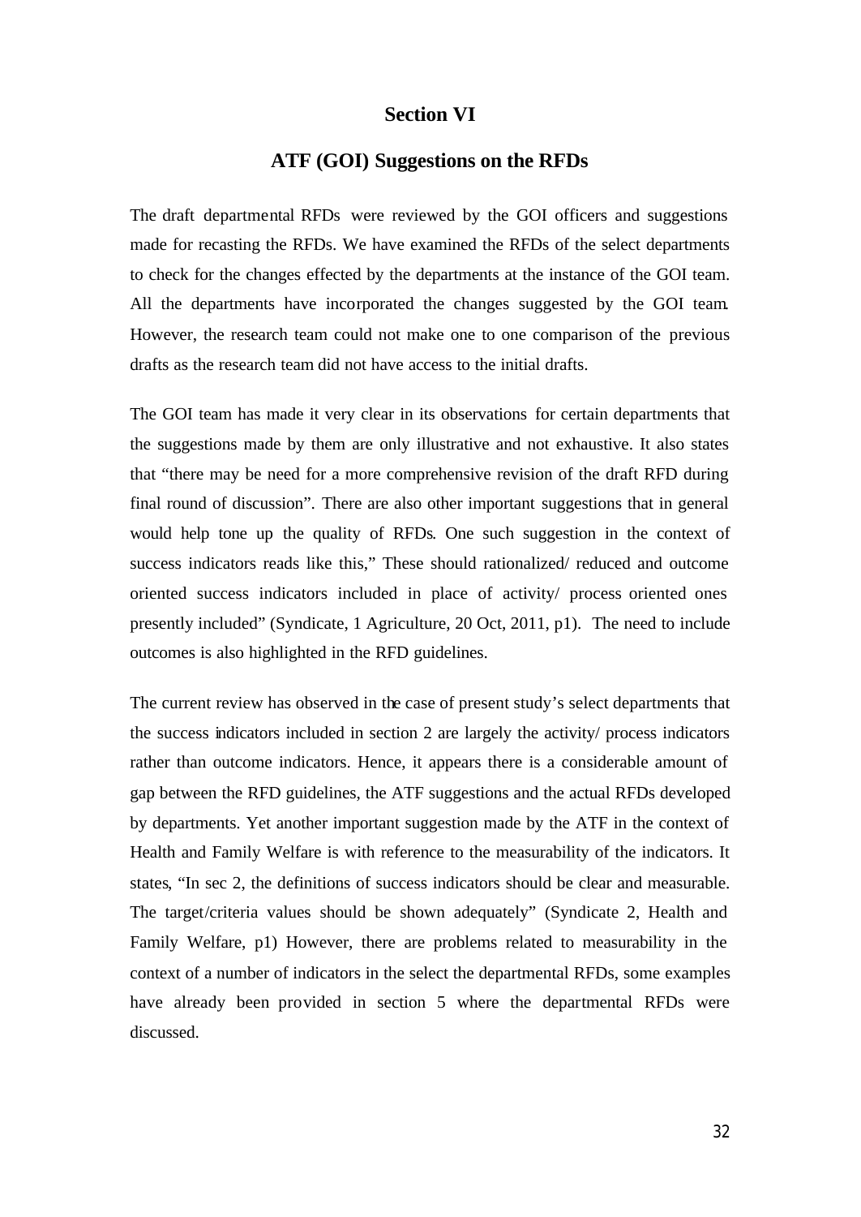## Section VI

## ATF (GOI) Suggestions on the RFDs

The draft departmental RFDs were reviewed by the GOI officers and suggestions made for recasting the RFDs. We have examined the RFDs of the select departments to check for the changes effected by the departments at the instance of the GOI team. All the departments have incorporated the changes suggested by the GOI team. However, the research team could not make one to one comparison of the previous drafts as the research team did not have access to the initial drafts.

The GOI team has made it very clear in its observations for certain departments that the suggestions made by them are only illustrative and not exhaustive. It also states that "there may be need for a more comprehensive revision of the draft RFD during final round of discussion". There are also other important suggestions that in general would help tone up the quality of RFDs. One such suggestion in the context of success indicators reads like this," These should rationalized/ reduced and outcome oriented success indicators included in place of activity/ process oriented ones presently included" (Syndicate, 1 Agriculture, 20 Oct, 2011, p1). The need to include outcomes is also highlighted in the RFD guidelines.

The current review has observed in the case of present study's select departments that the success indicators included in section 2 are largely the activity/ process indicators rather than outcome indicators. Hence, it appears there is a considerable amount of gap between the RFD guidelines, the ATF suggestions and the actual RFDs developed by departments. Yet another important suggestion made by the ATF in the context of Health and Family Welfare is with reference to the measurability of the indicators. It states, "In sec 2, the definitions of success indicators should be clear and measurable. The target/criteria values should be shown adequately" (Syndicate 2, Health and Family Welfare, p1) However, there are problems related to measurability in the context of a number of indicators in the select the departmental RFDs, some examples have already been provided in section 5 where the departmental RFDs were discussed.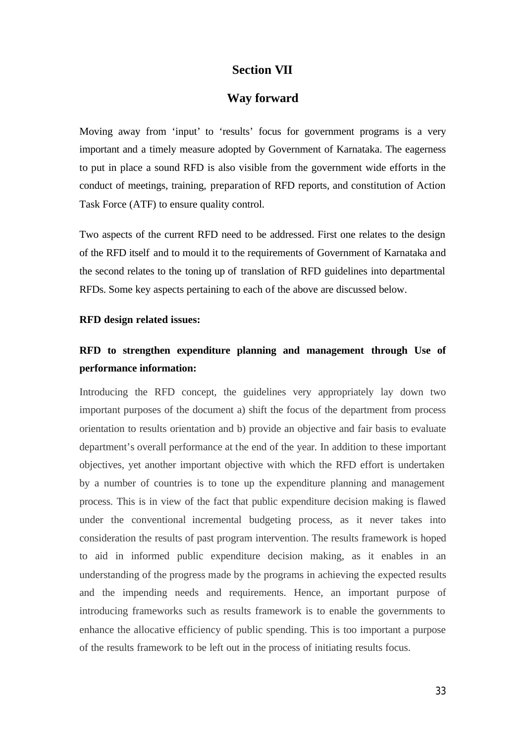# Section VII

## Way forward

Moving away from 'input' to 'results' focus for government programs is a very important and a timely measure adopted by Government of Karnataka. The eagerness to put in place a sound RFD is also visible from the government wide efforts in the conduct of meetings, training, preparation of RFD reports, and constitution of Action Task Force (ATF) to ensure quality control.

Two aspects of the current RFD need to be addressed. First one relates to the design of the RFD itself and to mould it to the requirements of Government of Karnataka and the second relates to the toning up of translation of RFD guidelines into departmental RFDs. Some key aspects pertaining to each of the above are discussed below.

**RFD design related issues:**

### RFD to strengthen expenditure planning and management through Use of performance information:

Introducing the RFD concept, the guidelines very appropriately lay down two important purposes of the document a) shift the focus of the department from process orientation to results orientation and b) provide an objective and fair basis to evaluate department's overall performance at the end of the year. In addition to these important objectives, yet another important objective with which the RFD effort is undertaken by a number of countries is to tone up the expenditure planning and management process. This is in view of the fact that public expenditure decision making is flawed under the conventional incremental budgeting process, as it never takes into consideration the results of past program intervention. The results framework is hoped to aid in informed public expenditure decision making, as it enables in an understanding of the progress made by the programs in achieving the expected results and the impending needs and requirements. Hence, an important purpose of introducing frameworks such as results framework is to enable the governments to enhance the allocative efficiency of public spending. This is too important a purpose of the results framework to be left out in the process of initiating results focus.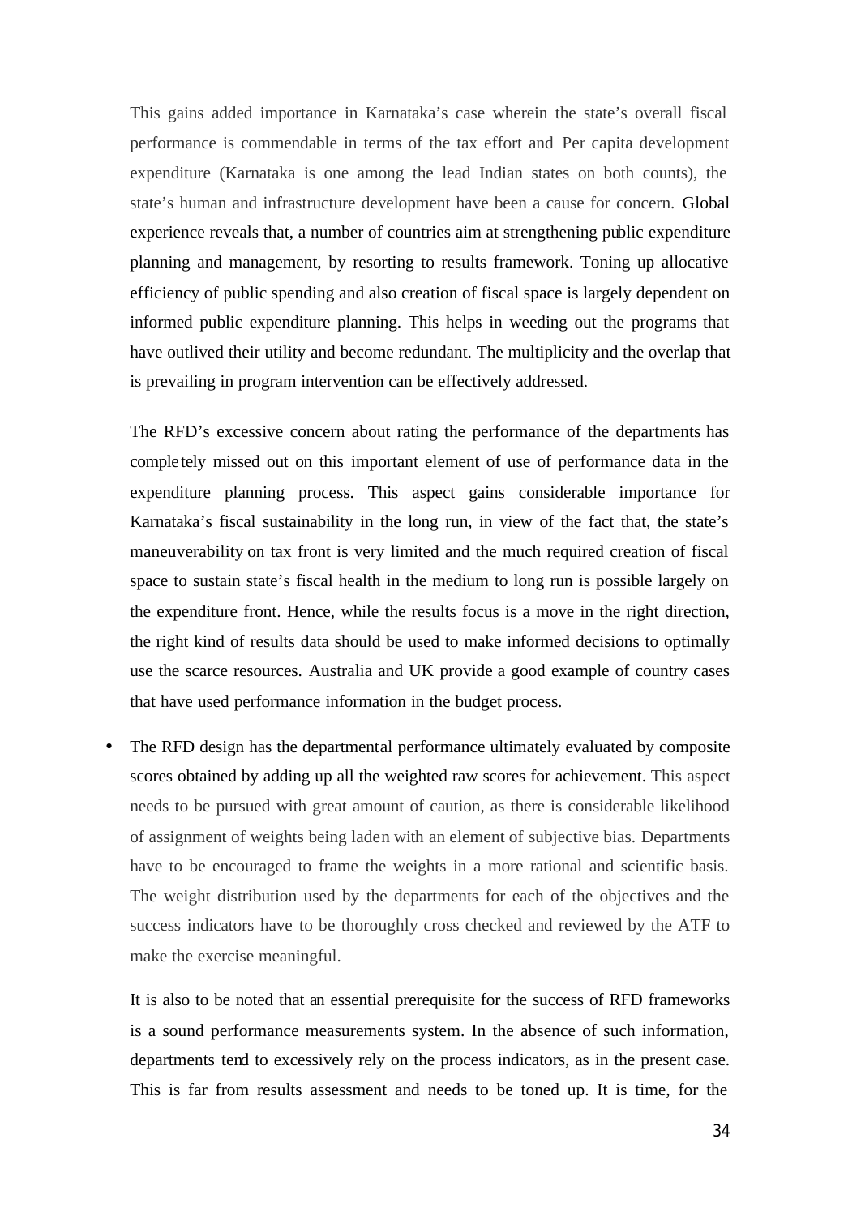This gains added importance in Karnataka's case wherein the state's overall fiscal performance is commendable in terms of the tax effort and Per capita development expenditure (Karnataka is one among the lead Indian states on both counts), the state's human and infrastructure development have been a cause for concern. Global experience reveals that, a number of countries aim at strengthening public expenditure planning and management, by resorting to results framework. Toning up allocative efficiency of public spending and also creation of fiscal space is largely dependent on informed public expenditure planning. This helps in weeding out the programs that have outlived their utility and become redundant. The multiplicity and the overlap that is prevailing in program intervention can be effectively addressed.

The RFD's excessive concern about rating the performance of the departments has completely missed out on this important element of use of performance data in the expenditure planning process. This aspect gains considerable importance for Karnataka's fiscal sustainability in the long run, in view of the fact that, the state's maneuverability on tax front is very limited and the much required creation of fiscal space to sustain state's fiscal health in the medium to long run is possible largely on the expenditure front. Hence, while the results focus is a move in the right direction, the right kind of results data should be used to make informed decisions to optimally use the scarce resources. Australia and UK provide a good example of country cases that have used performance information in the budget process.

- The RFD design has the departmental performance ultimately evaluated by composite scores obtained by adding up all the weighted raw scores for achievement. This aspect needs to be pursued with great amount of caution, as there is considerable likelihood of assignment of weights being laden with an element of subjective bias. Departments have to be encouraged to frame the weights in a more rational and scientific basis. The weight distribution used by the departments for each of the objectives and the success indicators have to be thoroughly cross checked and reviewed by the ATF to make the exercise meaningful.

  It is also to be noted that an essential prerequisite for the success of RFD frameworks is a sound performance measurements system. In the absence of such information, departments tend to excessively rely on the process indicators, as in the present case. This is far from results assessment and needs to be toned up. It is time, for the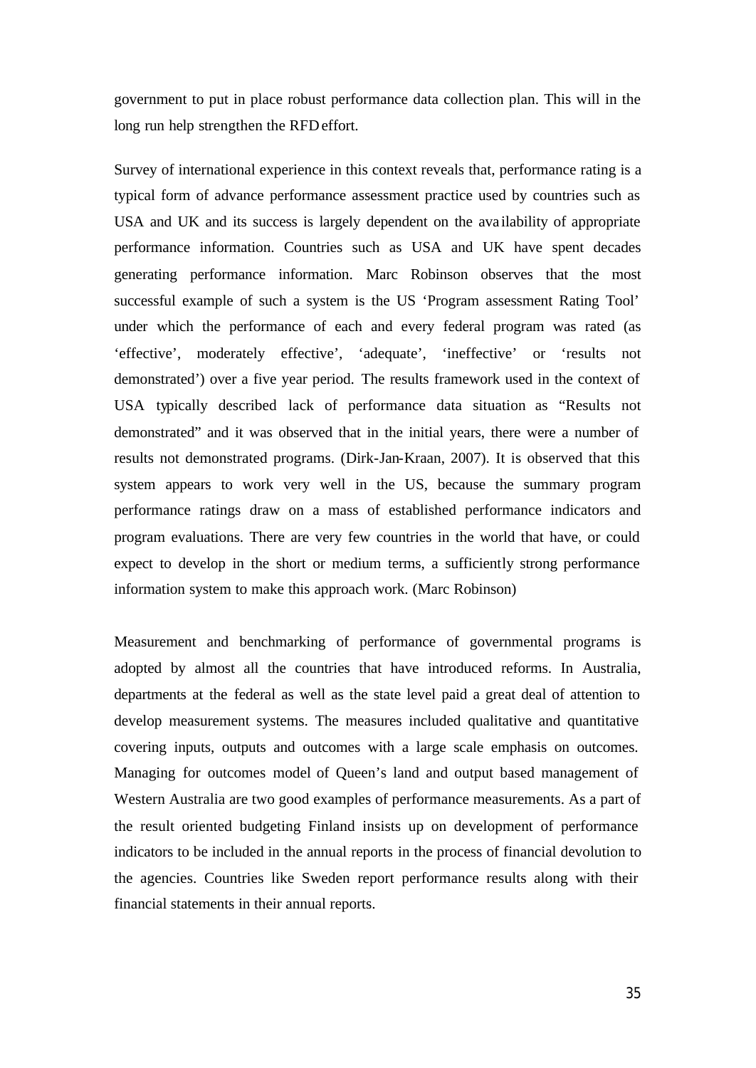government to put in place robust performance data collection plan. This will in the long run help strengthen the RFD effort.

Survey of international experience in this context reveals that, performance rating is a typical form of advance performance assessment practice used by countries such as USA and UK and its success is largely dependent on the availability of appropriate performance information. Countries such as USA and UK have spent decades generating performance information. Marc Robinson observes that the most successful example of such a system is the US 'Program assessment Rating Tool' under which the performance of each and every federal program was rated (as 'effective', moderately effective', 'adequate', 'ineffective' or 'results not demonstrated') over a five year period. The results framework used in the context of USA typically described lack of performance data situation as "Results not demonstrated" and it was observed that in the initial years, there were a number of results not demonstrated programs. (Dirk-Jan-Kraan, 2007). It is observed that this system appears to work very well in the US, because the summary program performance ratings draw on a mass of established performance indicators and program evaluations. There are very few countries in the world that have, or could expect to develop in the short or medium terms, a sufficiently strong performance information system to make this approach work. (Marc Robinson)

Measurement and benchmarking of performance of governmental programs is adopted by almost all the countries that have introduced reforms. In Australia, departments at the federal as well as the state level paid a great deal of attention to develop measurement systems. The measures included qualitative and quantitative covering inputs, outputs and outcomes with a large scale emphasis on outcomes. Managing for outcomes model of Queen's land and output based management of Western Australia are two good examples of performance measurements. As a part of the result oriented budgeting Finland insists up on development of performance indicators to be included in the annual reports in the process of financial devolution to the agencies. Countries like Sweden report performance results along with their financial statements in their annual reports.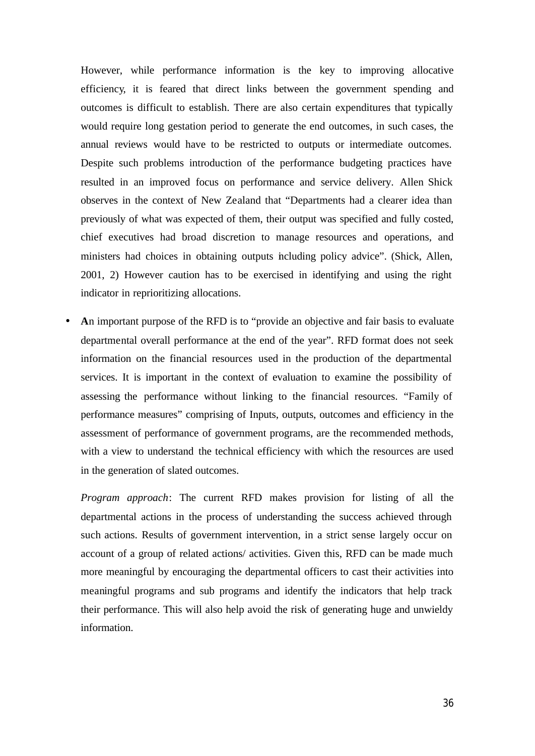However, while performance information is the key to improving allocative efficiency, it is feared that direct links between the government spending and outcomes is difficult to establish. There are also certain expenditures that typically would require long gestation period to generate the end outcomes, in such cases, the annual reviews would have to be restricted to outputs or intermediate outcomes. Despite such problems introduction of the performance budgeting practices have resulted in an improved focus on performance and service delivery. Allen Shick observes in the context of New Zealand that "Departments had a clearer idea than previously of what was expected of them, their output was specified and fully costed, chief executives had broad discretion to manage resources and operations, and ministers had choices in obtaining outputs including policy advice". (Shick, Allen, 2001, 2) However caution has to be exercised in identifying and using the right indicator in reprioritizing allocations.

- **A**n important purpose of the RFD is to "provide an objective and fair basis to evaluate departmental overall performance at the end of the year". RFD format does not seek information on the financial resources used in the production of the departmental services. It is important in the context of evaluation to examine the possibility of assessing the performance without linking to the financial resources. "Family of performance measures" comprising of Inputs, outputs, outcomes and efficiency in the assessment of performance of government programs, are the recommended methods, with a view to understand the technical efficiency with which the resources are used in the generation of slated outcomes.

  *Program approach*: The current RFD makes provision for listing of all the departmental actions in the process of understanding the success achieved through such actions. Results of government intervention, in a strict sense largely occur on account of a group of related actions/ activities. Given this, RFD can be made much more meaningful by encouraging the departmental officers to cast their activities into meaningful programs and sub programs and identify the indicators that help track their performance. This will also help avoid the risk of generating huge and unwieldy information.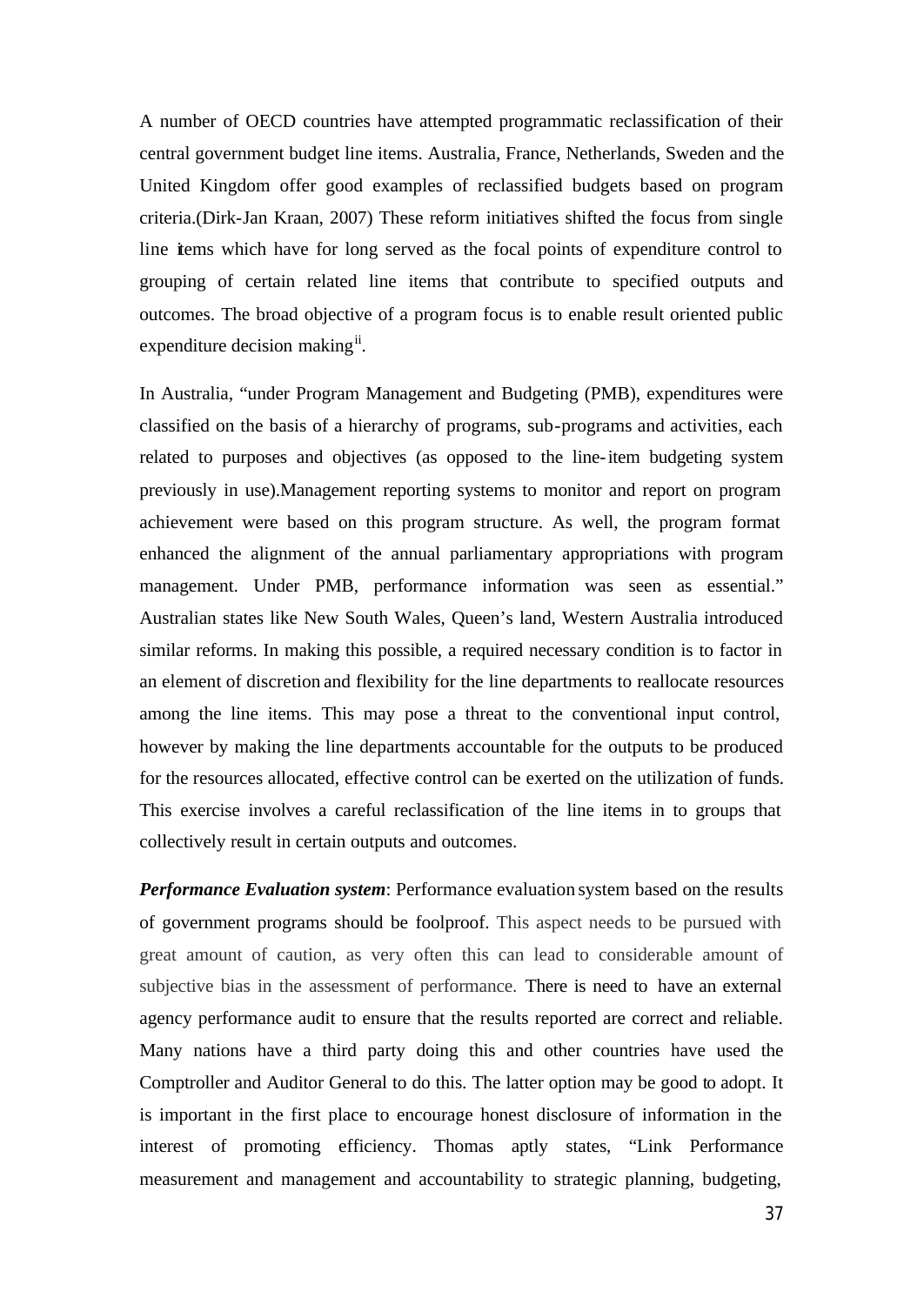A number of OECD countries have attempted programmatic reclassification of their central government budget line items. Australia, France, Netherlands, Sweden and the United Kingdom offer good examples of reclassified budgets based on program criteria.(Dirk-Jan Kraan, 2007) These reform initiatives shifted the focus from single line items which have for long served as the focal points of expenditure control to grouping of certain related line items that contribute to specified outputs and outcomes. The broad objective of a program focus is to enable result oriented public expenditure decision making[ii].

In Australia, "under Program Management and Budgeting (PMB), expenditures were classified on the basis of a hierarchy of programs, sub-programs and activities, each related to purposes and objectives (as opposed to the line-item budgeting system previously in use).Management reporting systems to monitor and report on program achievement were based on this program structure. As well, the program format enhanced the alignment of the annual parliamentary appropriations with program management. Under PMB, performance information was seen as essential." Australian states like New South Wales, Queen's land, Western Australia introduced similar reforms. In making this possible, a required necessary condition is to factor in an element of discretion and flexibility for the line departments to reallocate resources among the line items. This may pose a threat to the conventional input control, however by making the line departments accountable for the outputs to be produced for the resources allocated, effective control can be exerted on the utilization of funds. This exercise involves a careful reclassification of the line items in to groups that collectively result in certain outputs and outcomes.

***Performance Evaluation system***: Performance evaluation system based on the results of government programs should be foolproof. This aspect needs to be pursued with great amount of caution, as very often this can lead to considerable amount of subjective bias in the assessment of performance. There is need to have an external agency performance audit to ensure that the results reported are correct and reliable. Many nations have a third party doing this and other countries have used the Comptroller and Auditor General to do this. The latter option may be good to adopt. It is important in the first place to encourage honest disclosure of information in the interest of promoting efficiency. Thomas aptly states, "Link Performance measurement and management and accountability to strategic planning, budgeting,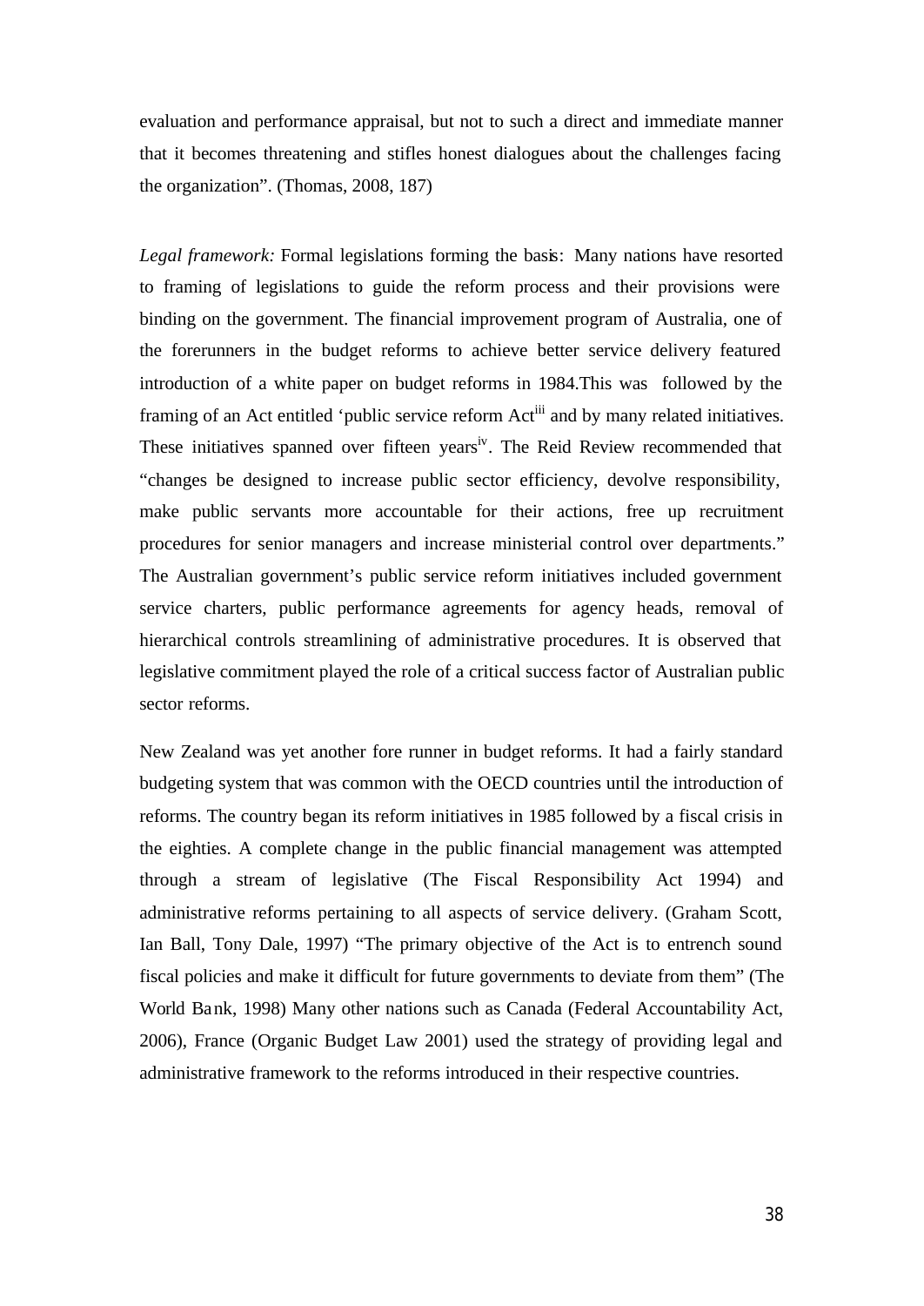evaluation and performance appraisal, but not to such a direct and immediate manner that it becomes threatening and stifles honest dialogues about the challenges facing the organization". (Thomas, 2008, 187)

*Legal framework:* Formal legislations forming the basis: Many nations have resorted to framing of legislations to guide the reform process and their provisions were binding on the government. The financial improvement program of Australia, one of the forerunners in the budget reforms to achieve better service delivery featured introduction of a white paper on budget reforms in 1984.This was followed by the framing of an Act entitled 'public service reform Act[iii] and by many related initiatives. These initiatives spanned over fifteen years[iv]. The Reid Review recommended that "changes be designed to increase public sector efficiency, devolve responsibility, make public servants more accountable for their actions, free up recruitment procedures for senior managers and increase ministerial control over departments." The Australian government's public service reform initiatives included government service charters, public performance agreements for agency heads, removal of hierarchical controls streamlining of administrative procedures. It is observed that legislative commitment played the role of a critical success factor of Australian public sector reforms.

New Zealand was yet another fore runner in budget reforms. It had a fairly standard budgeting system that was common with the OECD countries until the introduction of reforms. The country began its reform initiatives in 1985 followed by a fiscal crisis in the eighties. A complete change in the public financial management was attempted through a stream of legislative (The Fiscal Responsibility Act 1994) and administrative reforms pertaining to all aspects of service delivery. (Graham Scott, Ian Ball, Tony Dale, 1997) "The primary objective of the Act is to entrench sound fiscal policies and make it difficult for future governments to deviate from them" (The World Bank, 1998) Many other nations such as Canada (Federal Accountability Act, 2006), France (Organic Budget Law 2001) used the strategy of providing legal and administrative framework to the reforms introduced in their respective countries.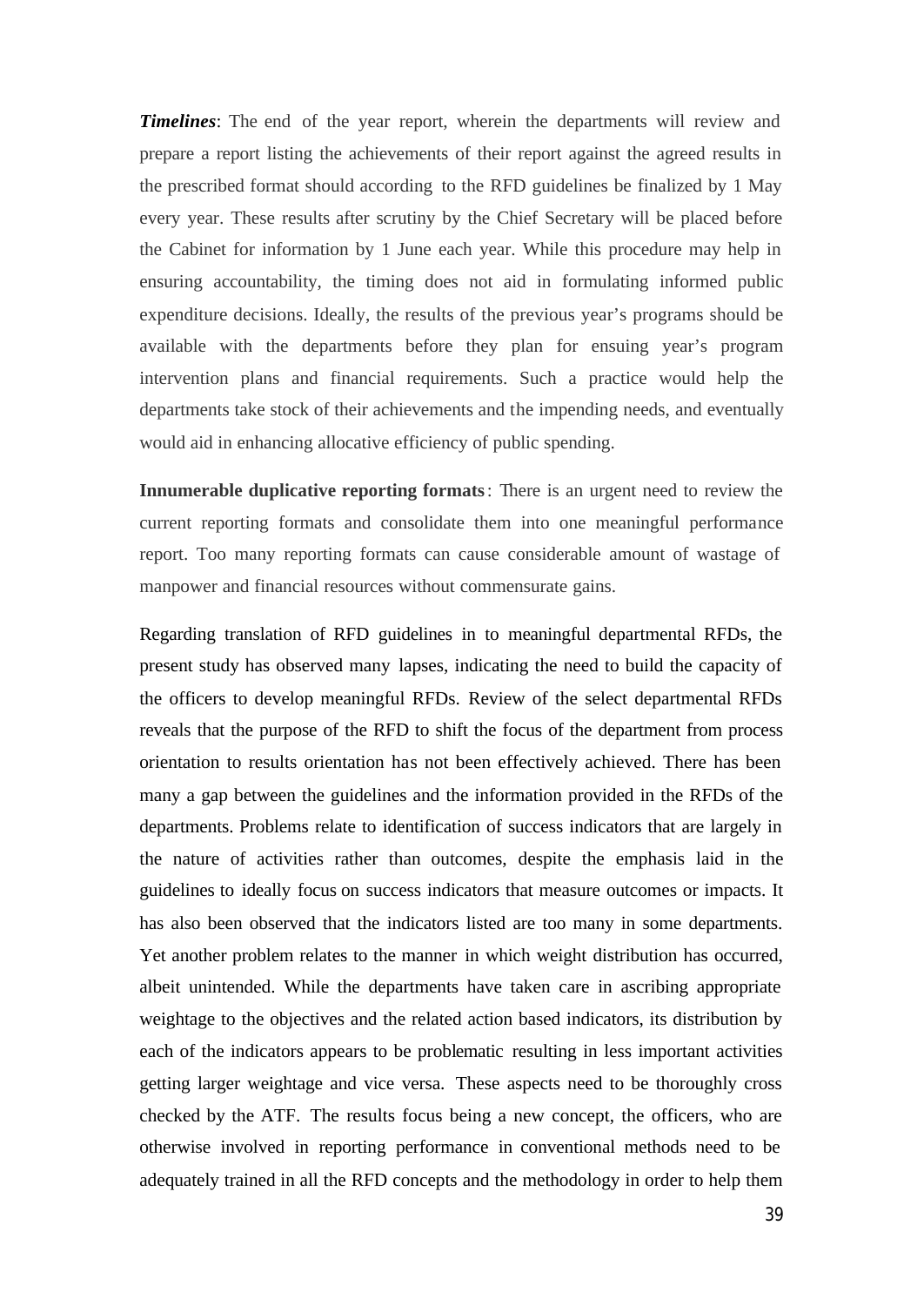***Timelines***: The end of the year report, wherein the departments will review and prepare a report listing the achievements of their report against the agreed results in the prescribed format should according to the RFD guidelines be finalized by 1 May every year. These results after scrutiny by the Chief Secretary will be placed before the Cabinet for information by 1 June each year. While this procedure may help in ensuring accountability, the timing does not aid in formulating informed public expenditure decisions. Ideally, the results of the previous year's programs should be available with the departments before they plan for ensuing year's program intervention plans and financial requirements. Such a practice would help the departments take stock of their achievements and the impending needs, and eventually would aid in enhancing allocative efficiency of public spending.

**Innumerable duplicative reporting formats**: There is an urgent need to review the current reporting formats and consolidate them into one meaningful performance report. Too many reporting formats can cause considerable amount of wastage of manpower and financial resources without commensurate gains.

Regarding translation of RFD guidelines in to meaningful departmental RFDs, the present study has observed many lapses, indicating the need to build the capacity of the officers to develop meaningful RFDs. Review of the select departmental RFDs reveals that the purpose of the RFD to shift the focus of the department from process orientation to results orientation has not been effectively achieved. There has been many a gap between the guidelines and the information provided in the RFDs of the departments. Problems relate to identification of success indicators that are largely in the nature of activities rather than outcomes, despite the emphasis laid in the guidelines to ideally focus on success indicators that measure outcomes or impacts. It has also been observed that the indicators listed are too many in some departments. Yet another problem relates to the manner in which weight distribution has occurred, albeit unintended. While the departments have taken care in ascribing appropriate weightage to the objectives and the related action based indicators, its distribution by each of the indicators appears to be problematic resulting in less important activities getting larger weightage and vice versa. These aspects need to be thoroughly cross checked by the ATF. The results focus being a new concept, the officers, who are otherwise involved in reporting performance in conventional methods need to be adequately trained in all the RFD concepts and the methodology in order to help them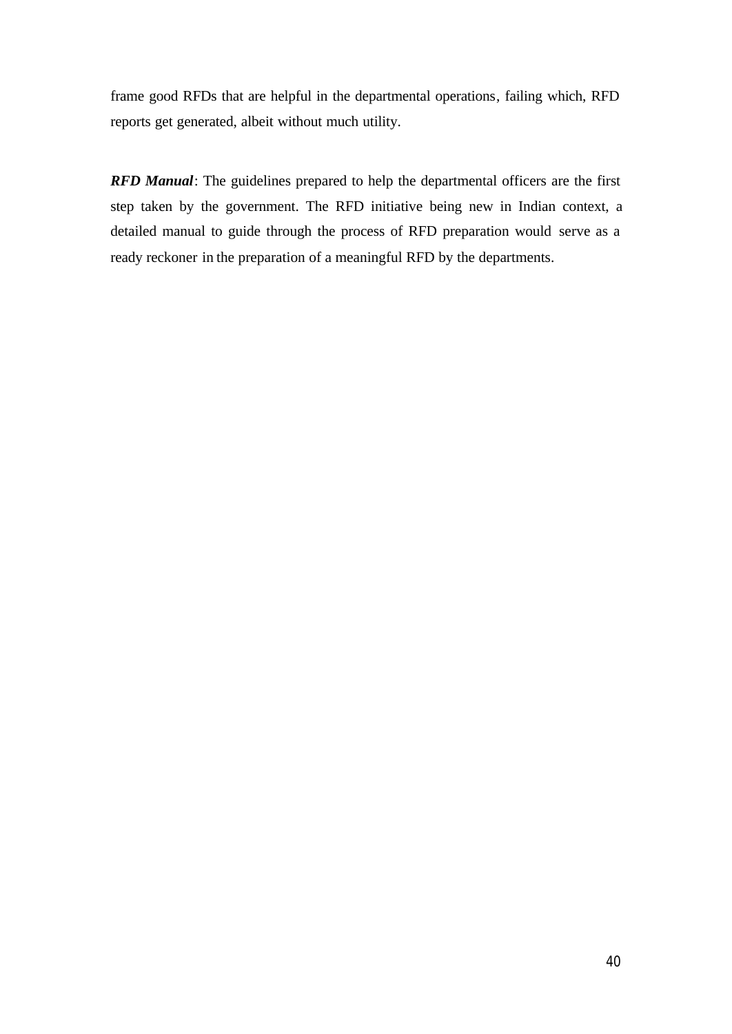frame good RFDs that are helpful in the departmental operations, failing which, RFD reports get generated, albeit without much utility.

***RFD Manual***: The guidelines prepared to help the departmental officers are the first step taken by the government. The RFD initiative being new in Indian context, a detailed manual to guide through the process of RFD preparation would serve as a ready reckoner in the preparation of a meaningful RFD by the departments.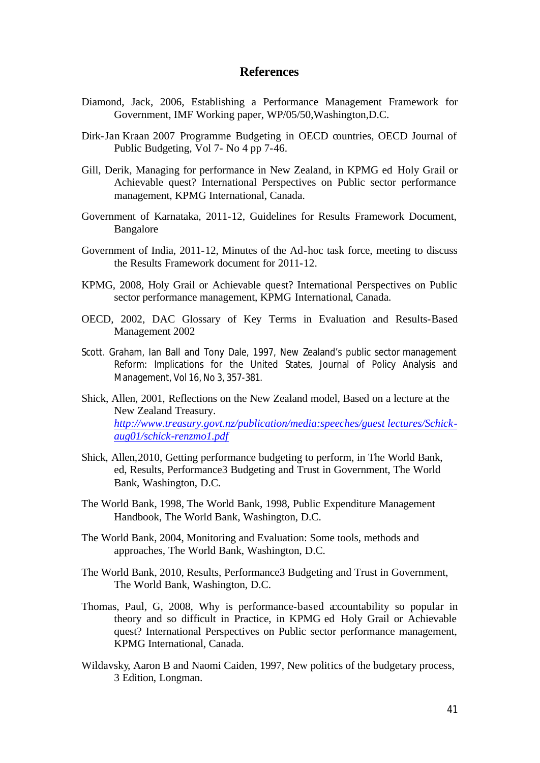## References

Diamond, Jack, 2006, Establishing a Performance Management Framework for Government, IMF Working paper, WP/05/50,Washington,D.C.

Dirk-Jan Kraan 2007 Programme Budgeting in OECD countries, OECD Journal of Public Budgeting, Vol 7- No 4 pp 7-46.

Gill, Derik, Managing for performance in New Zealand, in KPMG ed Holy Grail or Achievable quest? International Perspectives on Public sector performance management, KPMG International, Canada.

Government of Karnataka, 2011-12, Guidelines for Results Framework Document, Bangalore

Government of India, 2011-12, Minutes of the Ad-hoc task force, meeting to discuss the Results Framework document for 2011-12.

KPMG, 2008, Holy Grail or Achievable quest? International Perspectives on Public sector performance management, KPMG International, Canada.

OECD, 2002, DAC Glossary of Key Terms in Evaluation and Results-Based Management 2002

Scott. Graham, Ian Ball and Tony Dale, 1997, New Zealand's public sector management Reform: Implications for the United States, Journal of Policy Analysis and Management, Vol 16, No 3, 357-381.

Shick, Allen, 2001, Reflections on the New Zealand model, Based on a lecture at the New Zealand Treasury. *http://www.treasury.govt.nz/publication/media:speeches/guest lectures/Schick-aug01/schick-renzmo1.pdf*

Shick, Allen,2010, Getting performance budgeting to perform, in The World Bank, ed, Results, Performance3 Budgeting and Trust in Government, The World Bank, Washington, D.C.

The World Bank, 1998, The World Bank, 1998, Public Expenditure Management Handbook, The World Bank, Washington, D.C.

The World Bank, 2004, Monitoring and Evaluation: Some tools, methods and approaches, The World Bank, Washington, D.C.

The World Bank, 2010, Results, Performance3 Budgeting and Trust in Government, The World Bank, Washington, D.C.

Thomas, Paul, G, 2008, Why is performance-based accountability so popular in theory and so difficult in Practice, in KPMG ed Holy Grail or Achievable quest? International Perspectives on Public sector performance management, KPMG International, Canada.

Wildavsky, Aaron B and Naomi Caiden, 1997, New politics of the budgetary process, 3 Edition, Longman.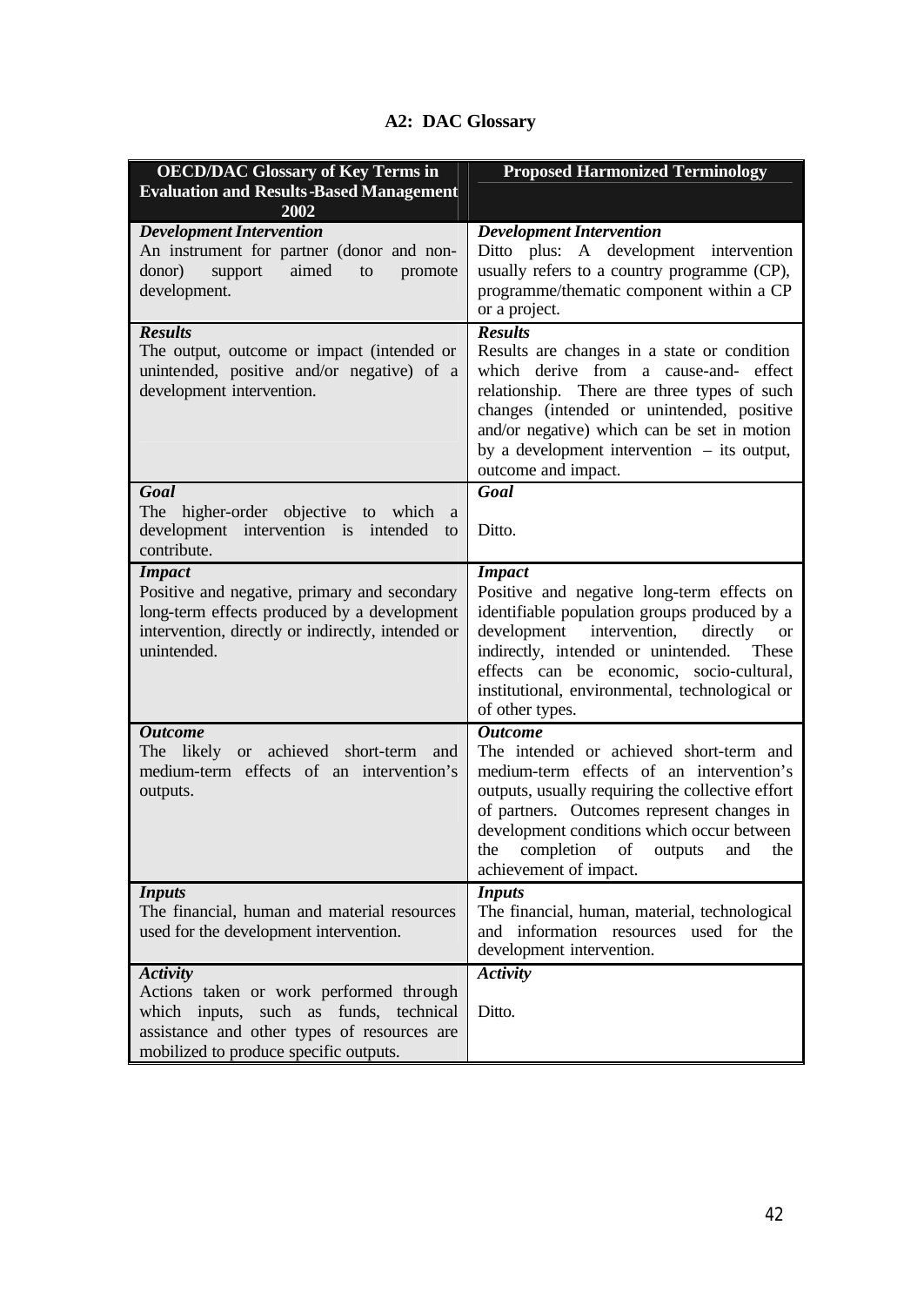## A2: DAC Glossary

| OECD/DAC Glossary of Key Terms in Evaluation and Results-Based Management 2002 | Proposed Harmonized Terminology |
|---|---|
| ***Development Intervention*** An instrument for partner (donor and non-donor) support aimed to promote development. | ***Development Intervention*** Ditto plus: A development intervention usually refers to a country programme (CP), programme/thematic component within a CP or a project. |
| ***Results*** The output, outcome or impact (intended or unintended, positive and/or negative) of a development intervention. | ***Results*** Results are changes in a state or condition which derive from a cause-and- effect relationship. There are three types of such changes (intended or unintended, positive and/or negative) which can be set in motion by a development intervention – its output, outcome and impact. |
| ***Goal*** The higher-order objective to which a development intervention is intended to contribute. | ***Goal*** Ditto. |
| ***Impact*** Positive and negative, primary and secondary long-term effects produced by a development intervention, directly or indirectly, intended or unintended. | ***Impact*** Positive and negative long-term effects on identifiable population groups produced by a development intervention, directly or indirectly, intended or unintended. These effects can be economic, socio-cultural, institutional, environmental, technological or of other types. |
| ***Outcome*** The likely or achieved short-term and medium-term effects of an intervention's outputs. | ***Outcome*** The intended or achieved short-term and medium-term effects of an intervention's outputs, usually requiring the collective effort of partners. Outcomes represent changes in development conditions which occur between the completion of outputs and the achievement of impact. |
| ***Inputs*** The financial, human and material resources used for the development intervention. | ***Inputs*** The financial, human, material, technological and information resources used for the development intervention. |
| ***Activity*** Actions taken or work performed through which inputs, such as funds, technical assistance and other types of resources are mobilized to produce specific outputs. | ***Activity*** Ditto. |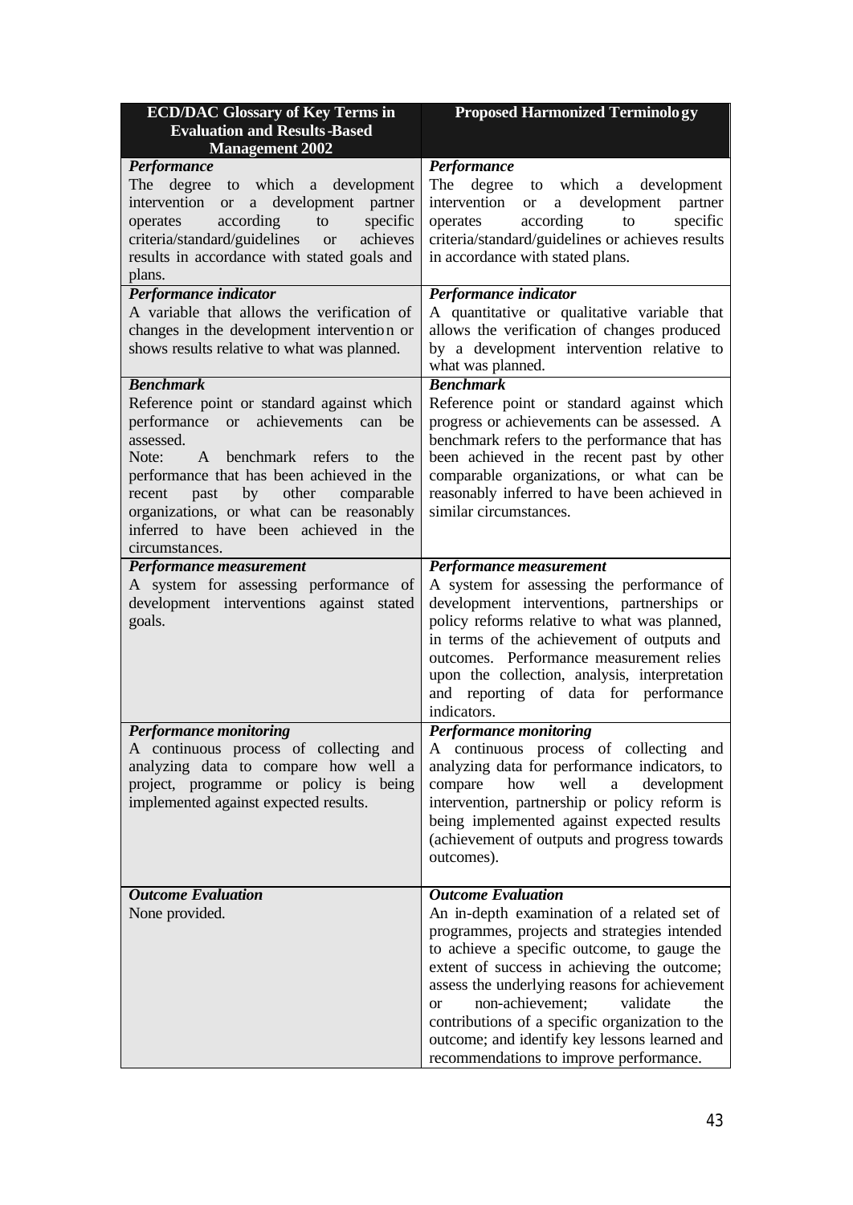| ECD/DAC Glossary of Key Terms in Evaluation and Results-Based Management 2002 | Proposed Harmonized Terminology |
|---|---|
| ***Performance*** <br> The degree to which a development intervention or a development partner operates according to specific criteria/standard/guidelines or achieves results in accordance with stated goals and plans. | ***Performance*** <br> The degree to which a development intervention or a development partner operates according to specific criteria/standard/guidelines or achieves results in accordance with stated plans. |
| ***Performance indicator*** <br> A variable that allows the verification of changes in the development intervention or shows results relative to what was planned. | ***Performance indicator*** <br> A quantitative or qualitative variable that allows the verification of changes produced by a development intervention relative to what was planned. |
| ***Benchmark*** <br> Reference point or standard against which performance or achievements can be assessed. <br> Note: A benchmark refers to the performance that has been achieved in the recent past by other comparable organizations, or what can be reasonably inferred to have been achieved in the circumstances. | ***Benchmark*** <br> Reference point or standard against which progress or achievements can be assessed. A benchmark refers to the performance that has been achieved in the recent past by other comparable organizations, or what can be reasonably inferred to have been achieved in similar circumstances. |
| ***Performance measurement*** <br> A system for assessing performance of development interventions against stated goals. | ***Performance measurement*** <br> A system for assessing the performance of development interventions, partnerships or policy reforms relative to what was planned, in terms of the achievement of outputs and outcomes. Performance measurement relies upon the collection, analysis, interpretation and reporting of data for performance indicators. |
| ***Performance monitoring*** <br> A continuous process of collecting and analyzing data to compare how well a project, programme or policy is being implemented against expected results. | ***Performance monitoring*** <br> A continuous process of collecting and analyzing data for performance indicators, to compare how well a development intervention, partnership or policy reform is being implemented against expected results (achievement of outputs and progress towards outcomes). |
| ***Outcome Evaluation*** <br> None provided. | ***Outcome Evaluation*** <br> An in-depth examination of a related set of programmes, projects and strategies intended to achieve a specific outcome, to gauge the extent of success in achieving the outcome; assess the underlying reasons for achievement or non-achievement; validate the contributions of a specific organization to the outcome; and identify key lessons learned and recommendations to improve performance. |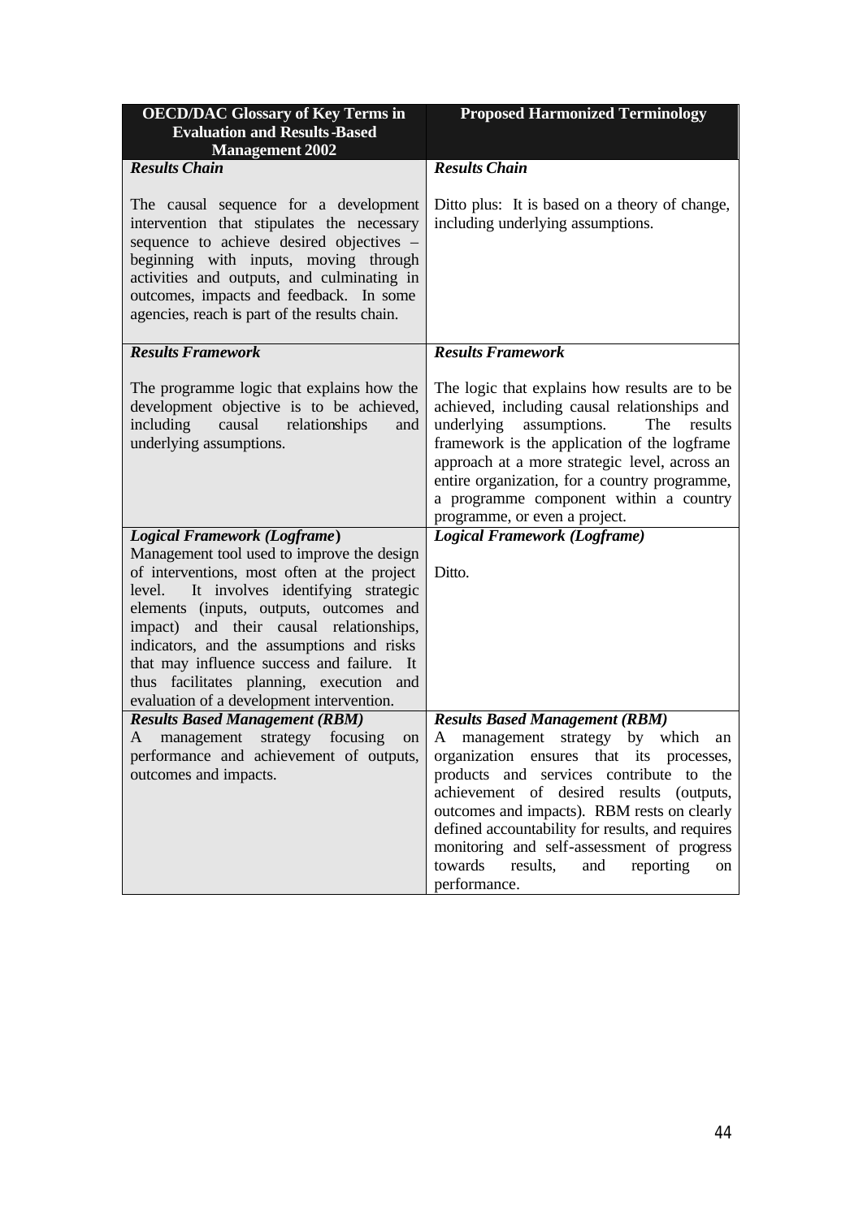| OECD/DAC Glossary of Key Terms in Evaluation and Results-Based Management 2002 | Proposed Harmonized Terminology |
|---|---|
| ***Results Chain*** <br><br> The causal sequence for a development intervention that stipulates the necessary sequence to achieve desired objectives – beginning with inputs, moving through activities and outputs, and culminating in outcomes, impacts and feedback. In some agencies, reach is part of the results chain. | ***Results Chain*** <br><br> Ditto plus: It is based on a theory of change, including underlying assumptions. |
| ***Results Framework*** <br><br> The programme logic that explains how the development objective is to be achieved, including causal relationships and underlying assumptions. | ***Results Framework*** <br><br> The logic that explains how results are to be achieved, including causal relationships and underlying assumptions. The results framework is the application of the logframe approach at a more strategic level, across an entire organization, for a country programme, a programme component within a country programme, or even a project. |
| ***Logical Framework (Logframe)*** <br> Management tool used to improve the design of interventions, most often at the project level. It involves identifying strategic elements (inputs, outputs, outcomes and impact) and their causal relationships, indicators, and the assumptions and risks that may influence success and failure. It thus facilitates planning, execution and evaluation of a development intervention. | ***Logical Framework (Logframe)*** <br><br> Ditto. |
| ***Results Based Management (RBM)*** <br> A management strategy focusing on performance and achievement of outputs, outcomes and impacts. | ***Results Based Management (RBM)*** <br> A management strategy by which an organization ensures that its processes, products and services contribute to the achievement of desired results (outputs, outcomes and impacts). RBM rests on clearly defined accountability for results, and requires monitoring and self-assessment of progress towards results, and reporting on performance. |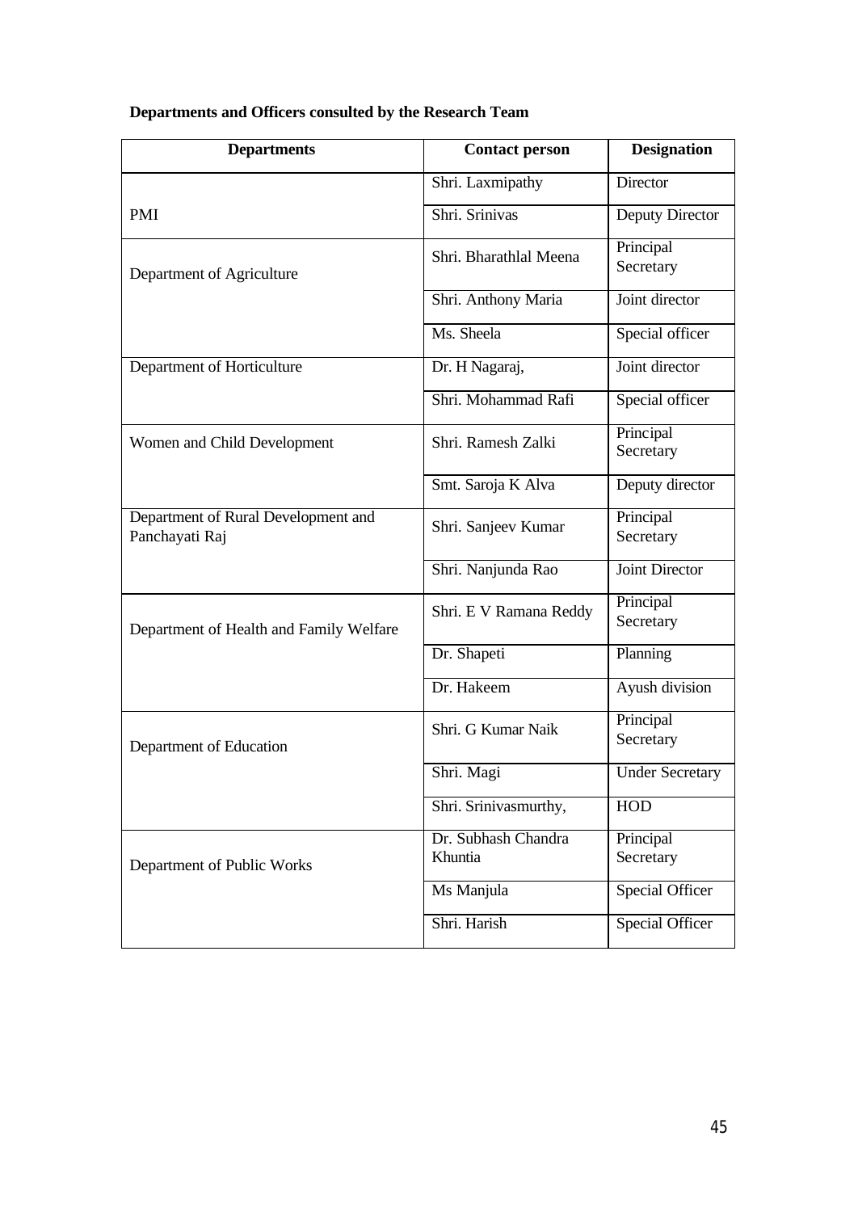**Departments and Officers consulted by the Research Team**

| Departments | Contact person | Designation |
|---|---|---|
| PMI | Shri. Laxmipathy | Director |
| | Shri. Srinivas | Deputy Director |
| Department of Agriculture | Shri. Bharathlal Meena | Principal Secretary |
| | Shri. Anthony Maria | Joint director |
| | Ms. Sheela | Special officer |
| Department of Horticulture | Dr. H Nagaraj, | Joint director |
| | Shri. Mohammad Rafi | Special officer |
| Women and Child Development | Shri. Ramesh Zalki | Principal Secretary |
| | Smt. Saroja K Alva | Deputy director |
| Department of Rural Development and Panchayati Raj | Shri. Sanjeev Kumar | Principal Secretary |
| | Shri. Nanjunda Rao | Joint Director |
| Department of Health and Family Welfare | Shri. E V Ramana Reddy | Principal Secretary |
| | Dr. Shapeti | Planning |
| | Dr. Hakeem | Ayush division |
| Department of Education | Shri. G Kumar Naik | Principal Secretary |
| | Shri. Magi | Under Secretary |
| | Shri. Srinivasmurthy, | HOD |
| Department of Public Works | Dr. Subhash Chandra Khuntia | Principal Secretary |
| | Ms Manjula | Special Officer |
| | Shri. Harish | Special Officer |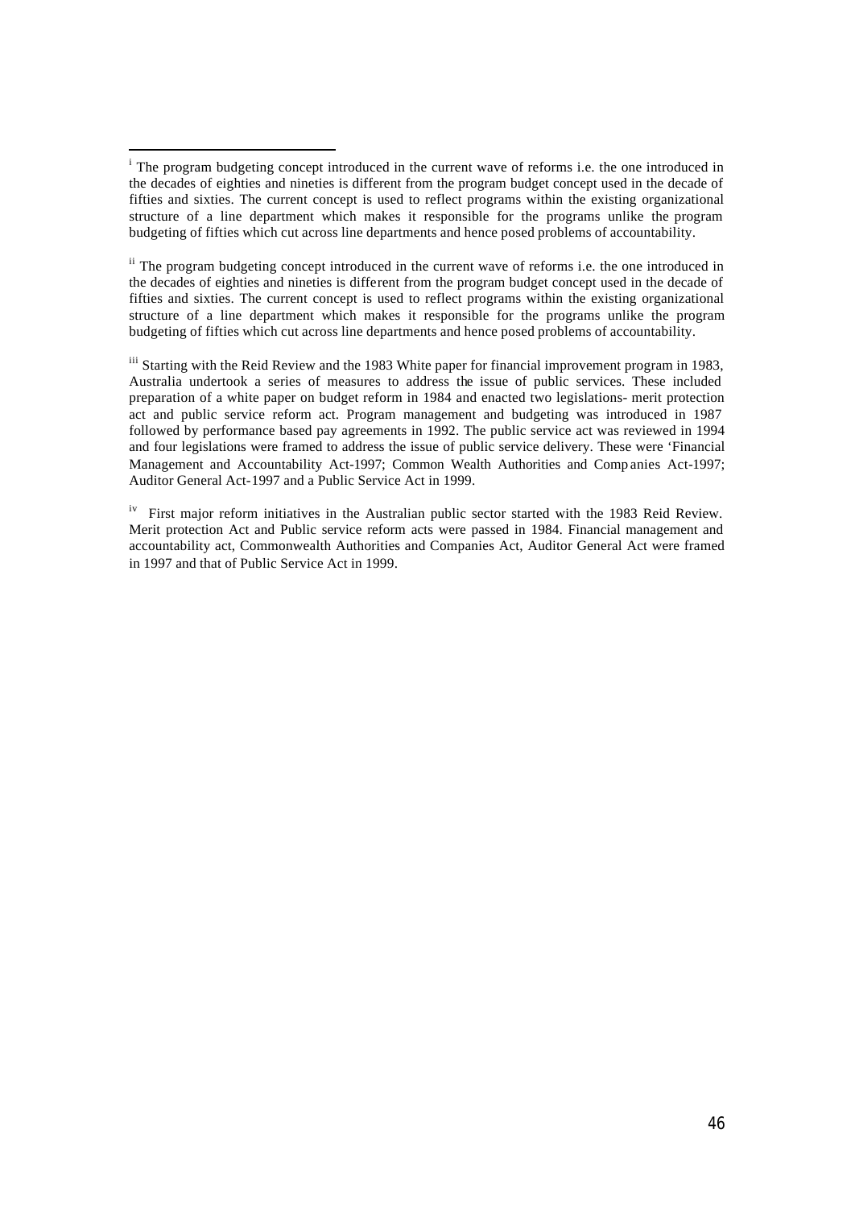[i] The program budgeting concept introduced in the current wave of reforms i.e. the one introduced in the decades of eighties and nineties is different from the program budget concept used in the decade of fifties and sixties. The current concept is used to reflect programs within the existing organizational structure of a line department which makes it responsible for the programs unlike the program budgeting of fifties which cut across line departments and hence posed problems of accountability.

[ii] The program budgeting concept introduced in the current wave of reforms i.e. the one introduced in the decades of eighties and nineties is different from the program budget concept used in the decade of fifties and sixties. The current concept is used to reflect programs within the existing organizational structure of a line department which makes it responsible for the programs unlike the program budgeting of fifties which cut across line departments and hence posed problems of accountability.

[iii] Starting with the Reid Review and the 1983 White paper for financial improvement program in 1983, Australia undertook a series of measures to address the issue of public services. These included preparation of a white paper on budget reform in 1984 and enacted two legislations- merit protection act and public service reform act. Program management and budgeting was introduced in 1987 followed by performance based pay agreements in 1992. The public service act was reviewed in 1994 and four legislations were framed to address the issue of public service delivery. These were 'Financial Management and Accountability Act-1997; Common Wealth Authorities and Companies Act-1997; Auditor General Act-1997 and a Public Service Act in 1999.

[iv] First major reform initiatives in the Australian public sector started with the 1983 Reid Review. Merit protection Act and Public service reform acts were passed in 1984. Financial management and accountability act, Commonwealth Authorities and Companies Act, Auditor General Act were framed in 1997 and that of Public Service Act in 1999.